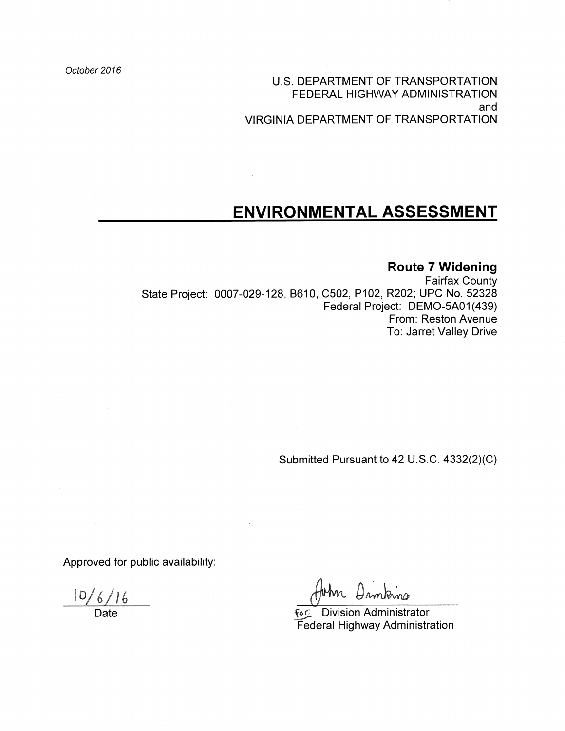October 2016

U.S. DEPARTMENT OF TRANSPORTATION
FEDERAL HIGHWAY ADMINISTRATION
and
VIRGINIA DEPARTMENT OF TRANSPORTATION

# ENVIRONMENTAL ASSESSMENT

## Route 7 Widening

Fairfax County
State Project: 0007-029-128, B610, C502, P102, R202; UPC No. 52328
Federal Project: DEMO-5A01(439)
From: Reston Avenue
To: Jarret Valley Drive

Submitted Pursuant to 42 U.S.C. 4332(2)(C)

Approved for public availability:

10/6/16
Date

John Simkins
for: Division Administrator
Federal Highway Administration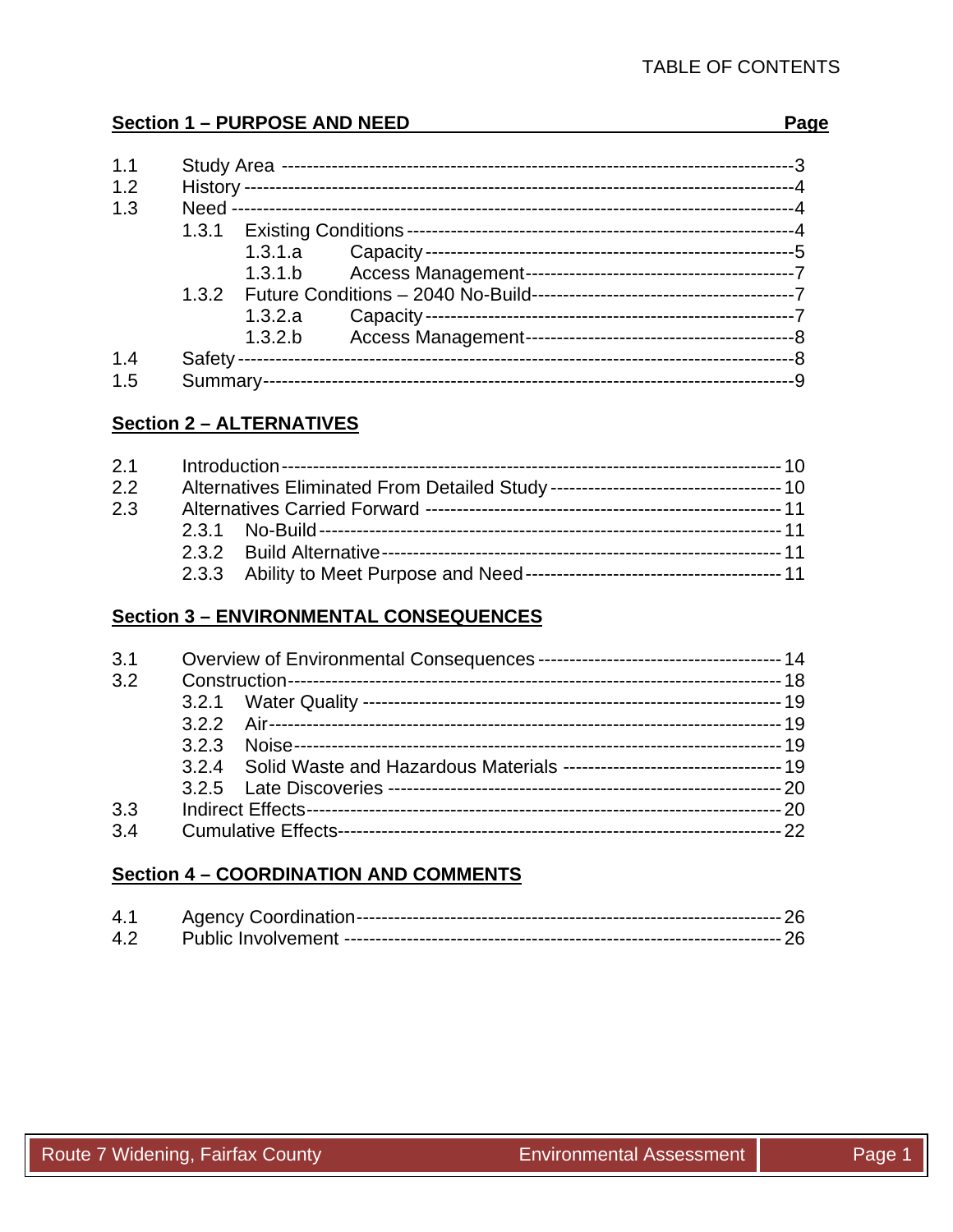TABLE OF CONTENTS

| Section 1 – PURPOSE AND NEED | | Page |
|---|---|---|
| 1.1 | Study Area | 3 |
| 1.2 | History | 4 |
| 1.3 | Need | 4 |
| | 1.3.1 Existing Conditions | 4 |
| | 1.3.1.a Capacity | 5 |
| | 1.3.1.b Access Management | 7 |
| | 1.3.2 Future Conditions – 2040 No-Build | 7 |
| | 1.3.2.a Capacity | 7 |
| | 1.3.2.b Access Management | 8 |
| 1.4 | Safety | 8 |
| 1.5 | Summary | 9 |

**Section 2 – ALTERNATIVES**

| | | Page |
|---|---|---|
| 2.1 | Introduction | 10 |
| 2.2 | Alternatives Eliminated From Detailed Study | 10 |
| 2.3 | Alternatives Carried Forward | 11 |
| | 2.3.1 No-Build | 11 |
| | 2.3.2 Build Alternative | 11 |
| | 2.3.3 Ability to Meet Purpose and Need | 11 |

**Section 3 – ENVIRONMENTAL CONSEQUENCES**

| | | Page |
|---|---|---|
| 3.1 | Overview of Environmental Consequences | 14 |
| 3.2 | Construction | 18 |
| | 3.2.1 Water Quality | 19 |
| | 3.2.2 Air | 19 |
| | 3.2.3 Noise | 19 |
| | 3.2.4 Solid Waste and Hazardous Materials | 19 |
| | 3.2.5 Late Discoveries | 20 |
| 3.3 | Indirect Effects | 20 |
| 3.4 | Cumulative Effects | 22 |

**Section 4 – COORDINATION AND COMMENTS**

| | | Page |
|---|---|---|
| 4.1 | Agency Coordination | 26 |
| 4.2 | Public Involvement | 26 |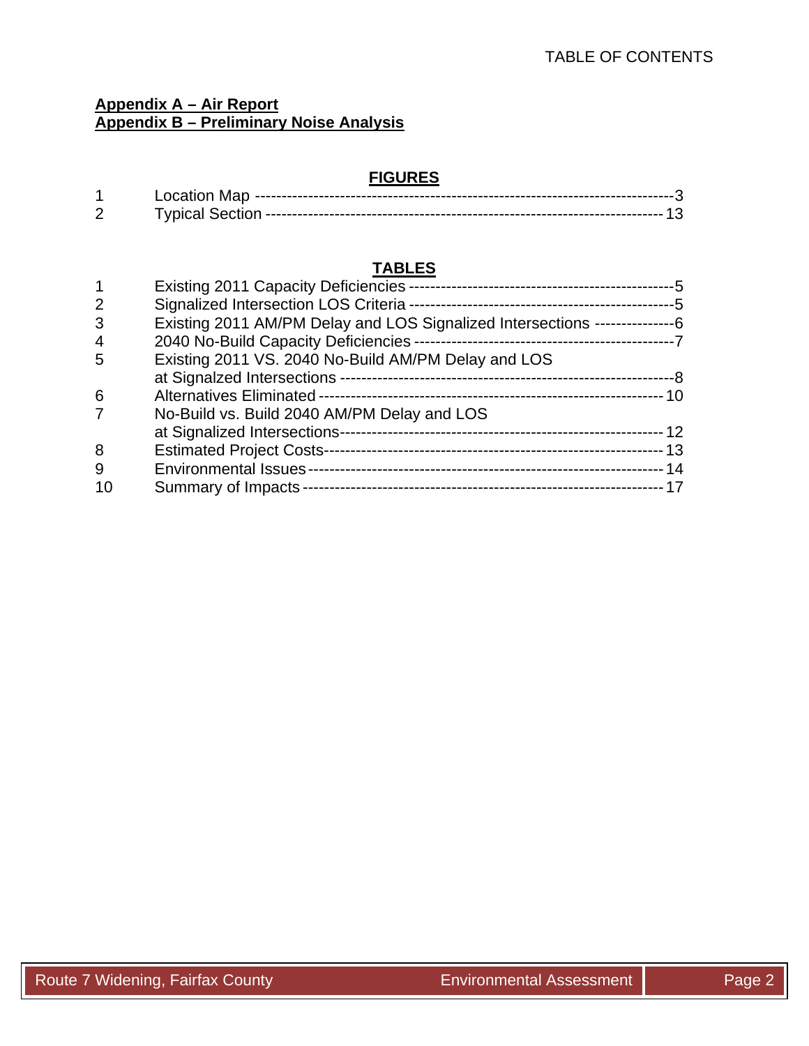**Appendix A – Air Report**
**Appendix B – Preliminary Noise Analysis**

## FIGURES

| | | |
|---|---|---|
| 1 | Location Map | 3 |
| 2 | Typical Section | 13 |

## TABLES

| | | |
|---|---|---|
| 1 | Existing 2011 Capacity Deficiencies | 5 |
| 2 | Signalized Intersection LOS Criteria | 5 |
| 3 | Existing 2011 AM/PM Delay and LOS Signalized Intersections | 6 |
| 4 | 2040 No-Build Capacity Deficiencies | 7 |
| 5 | Existing 2011 VS. 2040 No-Build AM/PM Delay and LOS at Signalzed Intersections | 8 |
| 6 | Alternatives Eliminated | 10 |
| 7 | No-Build vs. Build 2040 AM/PM Delay and LOS at Signalized Intersections | 12 |
| 8 | Estimated Project Costs | 13 |
| 9 | Environmental Issues | 14 |
| 10 | Summary of Impacts | 17 |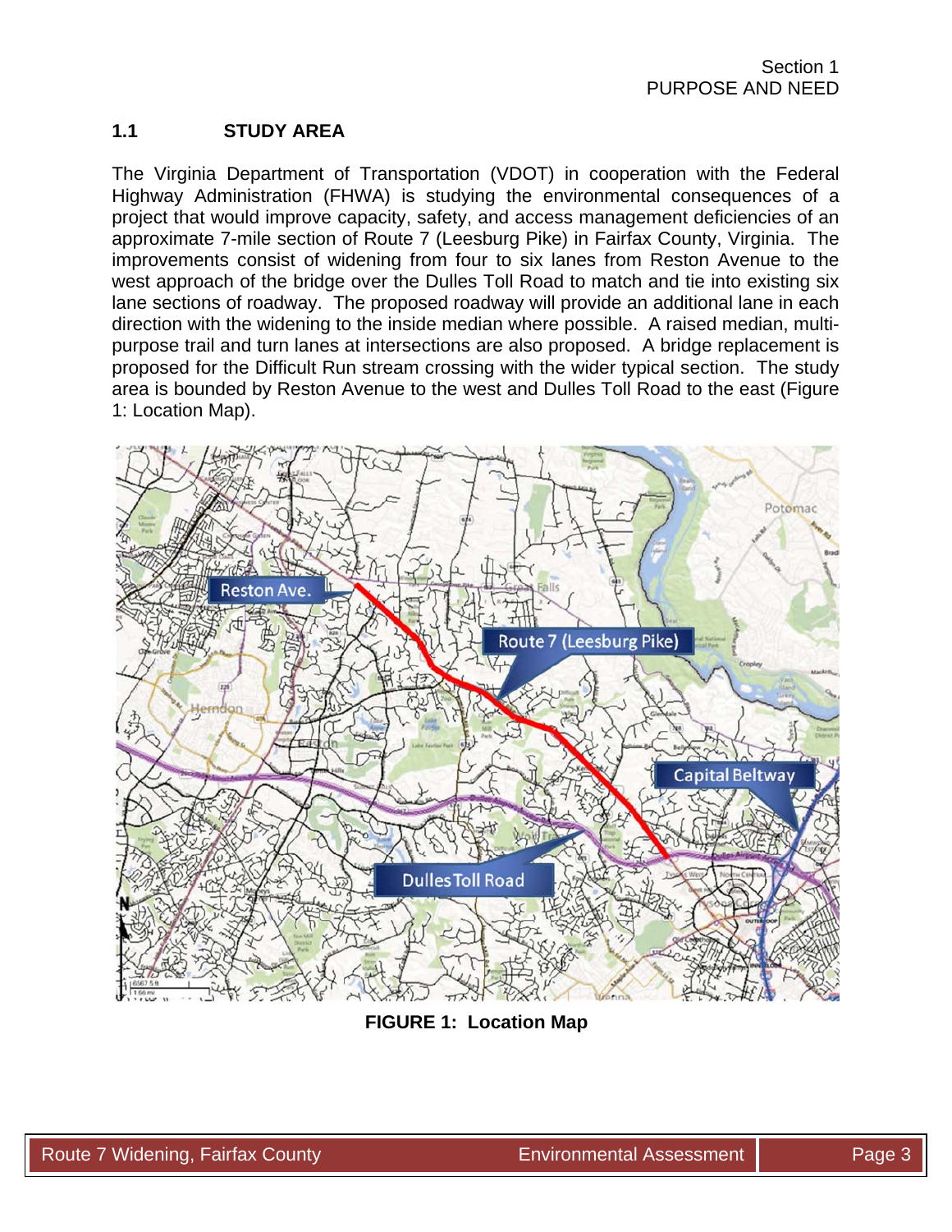## 1.1 STUDY AREA

The Virginia Department of Transportation (VDOT) in cooperation with the Federal Highway Administration (FHWA) is studying the environmental consequences of a project that would improve capacity, safety, and access management deficiencies of an approximate 7-mile section of Route 7 (Leesburg Pike) in Fairfax County, Virginia. The improvements consist of widening from four to six lanes from Reston Avenue to the west approach of the bridge over the Dulles Toll Road to match and tie into existing six lane sections of roadway. The proposed roadway will provide an additional lane in each direction with the widening to the inside median where possible. A raised median, multi-purpose trail and turn lanes at intersections are also proposed. A bridge replacement is proposed for the Difficult Run stream crossing with the wider typical section. The study area is bounded by Reston Avenue to the west and Dulles Toll Road to the east (Figure 1: Location Map).

**FIGURE 1: Location Map**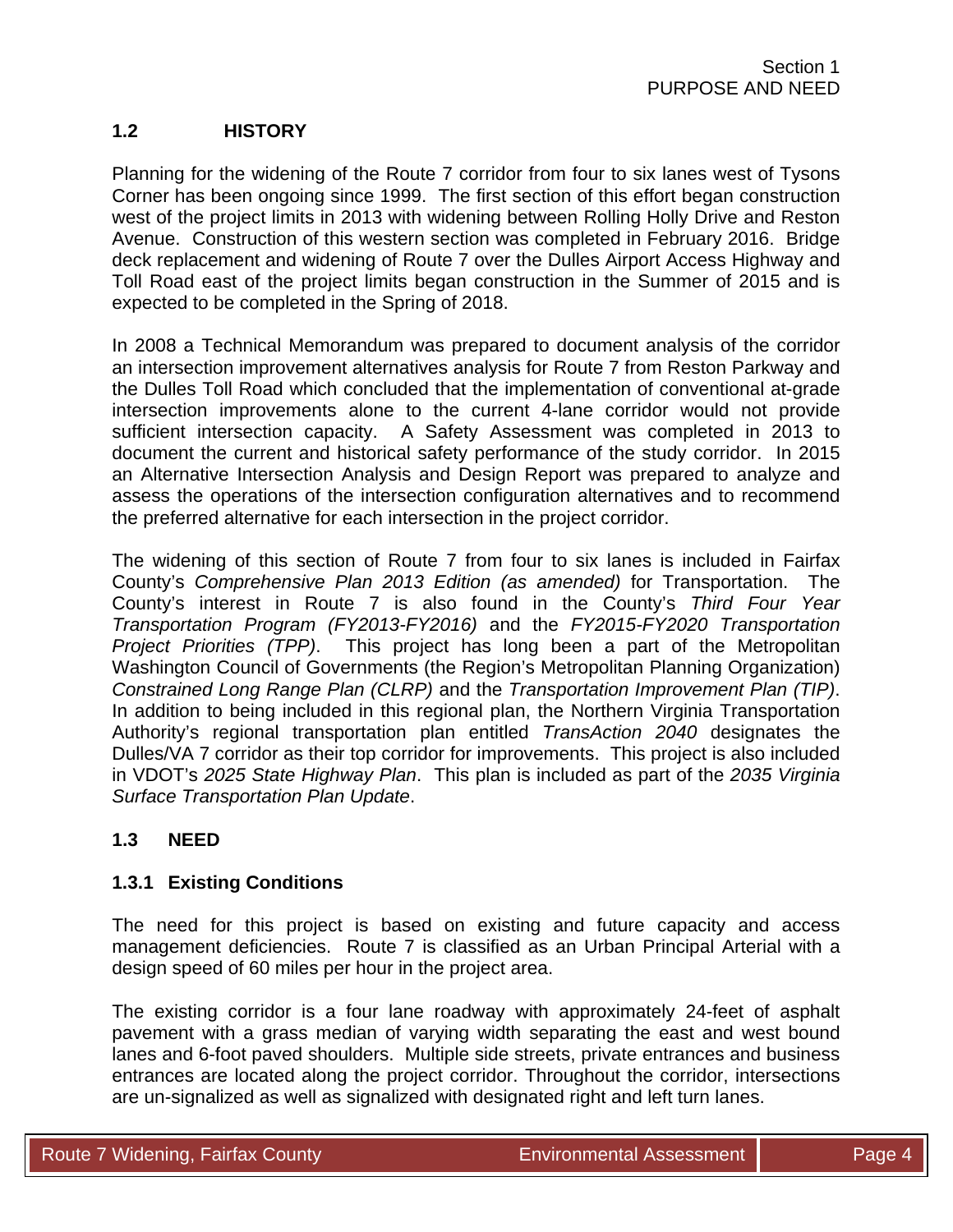## 1.2 HISTORY

Planning for the widening of the Route 7 corridor from four to six lanes west of Tysons Corner has been ongoing since 1999. The first section of this effort began construction west of the project limits in 2013 with widening between Rolling Holly Drive and Reston Avenue. Construction of this western section was completed in February 2016. Bridge deck replacement and widening of Route 7 over the Dulles Airport Access Highway and Toll Road east of the project limits began construction in the Summer of 2015 and is expected to be completed in the Spring of 2018.

In 2008 a Technical Memorandum was prepared to document analysis of the corridor an intersection improvement alternatives analysis for Route 7 from Reston Parkway and the Dulles Toll Road which concluded that the implementation of conventional at-grade intersection improvements alone to the current 4-lane corridor would not provide sufficient intersection capacity. A Safety Assessment was completed in 2013 to document the current and historical safety performance of the study corridor. In 2015 an Alternative Intersection Analysis and Design Report was prepared to analyze and assess the operations of the intersection configuration alternatives and to recommend the preferred alternative for each intersection in the project corridor.

The widening of this section of Route 7 from four to six lanes is included in Fairfax County's *Comprehensive Plan 2013 Edition (as amended)* for Transportation. The County's interest in Route 7 is also found in the County's *Third Four Year Transportation Program (FY2013-FY2016)* and the *FY2015-FY2020 Transportation Project Priorities (TPP)*. This project has long been a part of the Metropolitan Washington Council of Governments (the Region's Metropolitan Planning Organization) *Constrained Long Range Plan (CLRP)* and the *Transportation Improvement Plan (TIP)*. In addition to being included in this regional plan, the Northern Virginia Transportation Authority's regional transportation plan entitled *TransAction 2040* designates the Dulles/VA 7 corridor as their top corridor for improvements. This project is also included in VDOT's *2025 State Highway Plan*. This plan is included as part of the *2035 Virginia Surface Transportation Plan Update*.

## 1.3 NEED

### 1.3.1 Existing Conditions

The need for this project is based on existing and future capacity and access management deficiencies. Route 7 is classified as an Urban Principal Arterial with a design speed of 60 miles per hour in the project area.

The existing corridor is a four lane roadway with approximately 24-feet of asphalt pavement with a grass median of varying width separating the east and west bound lanes and 6-foot paved shoulders. Multiple side streets, private entrances and business entrances are located along the project corridor. Throughout the corridor, intersections are un-signalized as well as signalized with designated right and left turn lanes.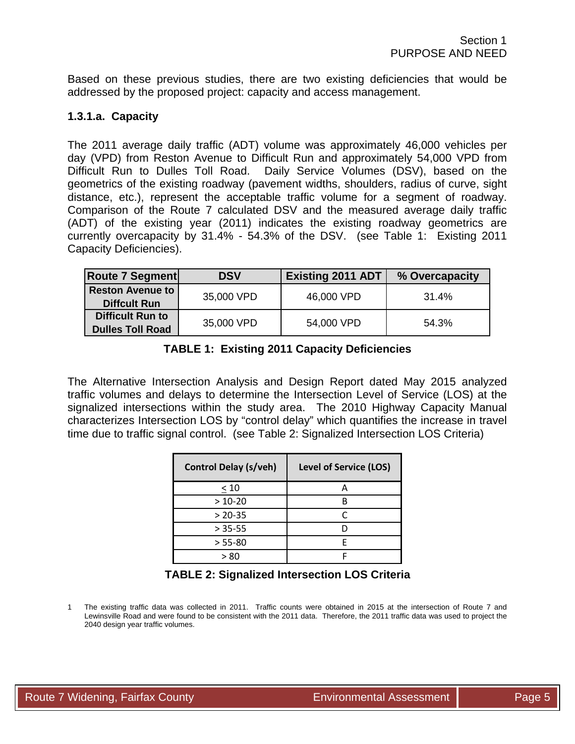Based on these previous studies, there are two existing deficiencies that would be addressed by the proposed project: capacity and access management.

### 1.3.1.a. Capacity

The 2011 average daily traffic (ADT) volume was approximately 46,000 vehicles per day (VPD) from Reston Avenue to Difficult Run and approximately 54,000 VPD from Difficult Run to Dulles Toll Road. Daily Service Volumes (DSV), based on the geometrics of the existing roadway (pavement widths, shoulders, radius of curve, sight distance, etc.), represent the acceptable traffic volume for a segment of roadway. Comparison of the Route 7 calculated DSV and the measured average daily traffic (ADT) of the existing year (2011) indicates the existing roadway geometrics are currently overcapacity by 31.4% - 54.3% of the DSV. (see Table 1: Existing 2011 Capacity Deficiencies).

| Route 7 Segment | DSV | Existing 2011 ADT | % Overcapacity |
|---|---|---|---|
| **Reston Avenue to Diffcult Run** | 35,000 VPD | 46,000 VPD | 31.4% |
| **Difficult Run to Dulles Toll Road** | 35,000 VPD | 54,000 VPD | 54.3% |

**TABLE 1: Existing 2011 Capacity Deficiencies**

The Alternative Intersection Analysis and Design Report dated May 2015 analyzed traffic volumes and delays to determine the Intersection Level of Service (LOS) at the signalized intersections within the study area. The 2010 Highway Capacity Manual characterizes Intersection LOS by "control delay" which quantifies the increase in travel time due to traffic signal control. (see Table 2: Signalized Intersection LOS Criteria)

| Control Delay (s/veh) | Level of Service (LOS) |
|---|---|
| $\leq 10$ | A |
| > 10-20 | B |
| > 20-35 | C |
| > 35-55 | D |
| > 55-80 | E |
| > 80 | F |

**TABLE 2: Signalized Intersection LOS Criteria**

1 The existing traffic data was collected in 2011. Traffic counts were obtained in 2015 at the intersection of Route 7 and Lewinsville Road and were found to be consistent with the 2011 data. Therefore, the 2011 traffic data was used to project the 2040 design year traffic volumes.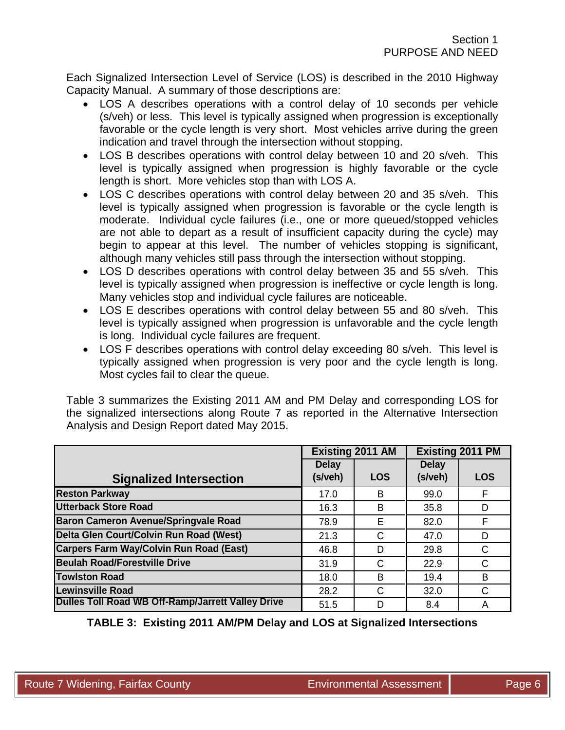Each Signalized Intersection Level of Service (LOS) is described in the 2010 Highway Capacity Manual. A summary of those descriptions are:

- LOS A describes operations with a control delay of 10 seconds per vehicle (s/veh) or less. This level is typically assigned when progression is exceptionally favorable or the cycle length is very short. Most vehicles arrive during the green indication and travel through the intersection without stopping.
- LOS B describes operations with control delay between 10 and 20 s/veh. This level is typically assigned when progression is highly favorable or the cycle length is short. More vehicles stop than with LOS A.
- LOS C describes operations with control delay between 20 and 35 s/veh. This level is typically assigned when progression is favorable or the cycle length is moderate. Individual cycle failures (i.e., one or more queued/stopped vehicles are not able to depart as a result of insufficient capacity during the cycle) may begin to appear at this level. The number of vehicles stopping is significant, although many vehicles still pass through the intersection without stopping.
- LOS D describes operations with control delay between 35 and 55 s/veh. This level is typically assigned when progression is ineffective or cycle length is long. Many vehicles stop and individual cycle failures are noticeable.
- LOS E describes operations with control delay between 55 and 80 s/veh. This level is typically assigned when progression is unfavorable and the cycle length is long. Individual cycle failures are frequent.
- LOS F describes operations with control delay exceeding 80 s/veh. This level is typically assigned when progression is very poor and the cycle length is long. Most cycles fail to clear the queue.

Table 3 summarizes the Existing 2011 AM and PM Delay and corresponding LOS for the signalized intersections along Route 7 as reported in the Alternative Intersection Analysis and Design Report dated May 2015.

| Signalized Intersection | Existing 2011 AM | | Existing 2011 PM | |
|---|---|---|---|---|
| | Delay (s/veh) | LOS | Delay (s/veh) | LOS |
| **Reston Parkway** | 17.0 | B | 99.0 | F |
| **Utterback Store Road** | 16.3 | B | 35.8 | D |
| **Baron Cameron Avenue/Springvale Road** | 78.9 | E | 82.0 | F |
| **Delta Glen Court/Colvin Run Road (West)** | 21.3 | C | 47.0 | D |
| **Carpers Farm Way/Colvin Run Road (East)** | 46.8 | D | 29.8 | C |
| **Beulah Road/Forestville Drive** | 31.9 | C | 22.9 | C |
| **Towlston Road** | 18.0 | B | 19.4 | B |
| **Lewinsville Road** | 28.2 | C | 32.0 | C |
| **Dulles Toll Road WB Off-Ramp/Jarrett Valley Drive** | 51.5 | D | 8.4 | A |

**TABLE 3: Existing 2011 AM/PM Delay and LOS at Signalized Intersections**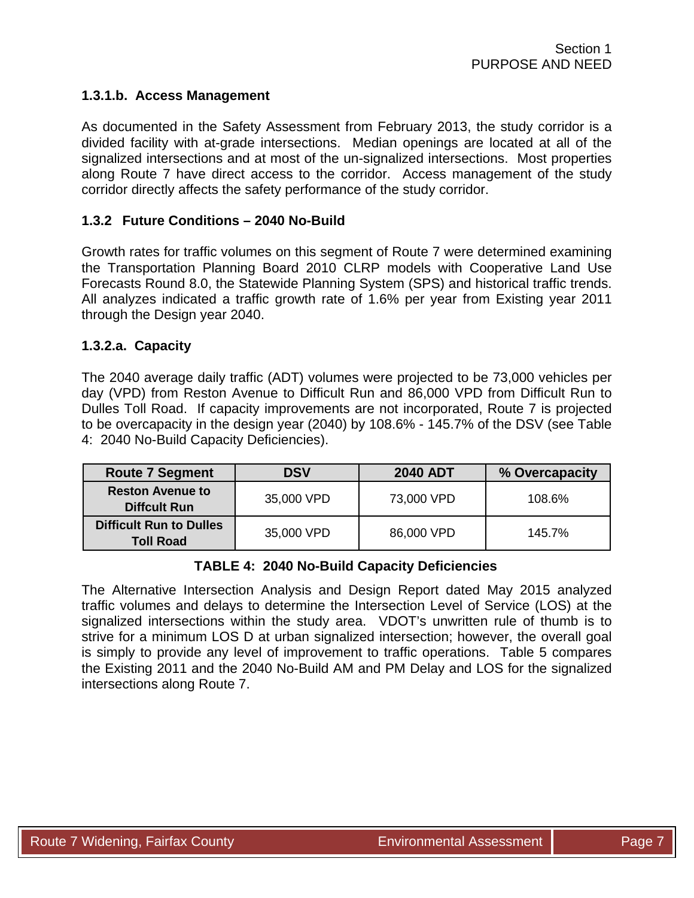#### 1.3.1.b. Access Management

As documented in the Safety Assessment from February 2013, the study corridor is a divided facility with at-grade intersections. Median openings are located at all of the signalized intersections and at most of the un-signalized intersections. Most properties along Route 7 have direct access to the corridor. Access management of the study corridor directly affects the safety performance of the study corridor.

### 1.3.2 Future Conditions – 2040 No-Build

Growth rates for traffic volumes on this segment of Route 7 were determined examining the Transportation Planning Board 2010 CLRP models with Cooperative Land Use Forecasts Round 8.0, the Statewide Planning System (SPS) and historical traffic trends. All analyzes indicated a traffic growth rate of 1.6% per year from Existing year 2011 through the Design year 2040.

#### 1.3.2.a. Capacity

The 2040 average daily traffic (ADT) volumes were projected to be 73,000 vehicles per day (VPD) from Reston Avenue to Difficult Run and 86,000 VPD from Difficult Run to Dulles Toll Road. If capacity improvements are not incorporated, Route 7 is projected to be overcapacity in the design year (2040) by 108.6% - 145.7% of the DSV (see Table 4: 2040 No-Build Capacity Deficiencies).

| Route 7 Segment | DSV | 2040 ADT | % Overcapacity |
|---|---|---|---|
| **Reston Avenue to Diffcult Run** | 35,000 VPD | 73,000 VPD | 108.6% |
| **Difficult Run to Dulles Toll Road** | 35,000 VPD | 86,000 VPD | 145.7% |

**TABLE 4: 2040 No-Build Capacity Deficiencies**

The Alternative Intersection Analysis and Design Report dated May 2015 analyzed traffic volumes and delays to determine the Intersection Level of Service (LOS) at the signalized intersections within the study area. VDOT's unwritten rule of thumb is to strive for a minimum LOS D at urban signalized intersection; however, the overall goal is simply to provide any level of improvement to traffic operations. Table 5 compares the Existing 2011 and the 2040 No-Build AM and PM Delay and LOS for the signalized intersections along Route 7.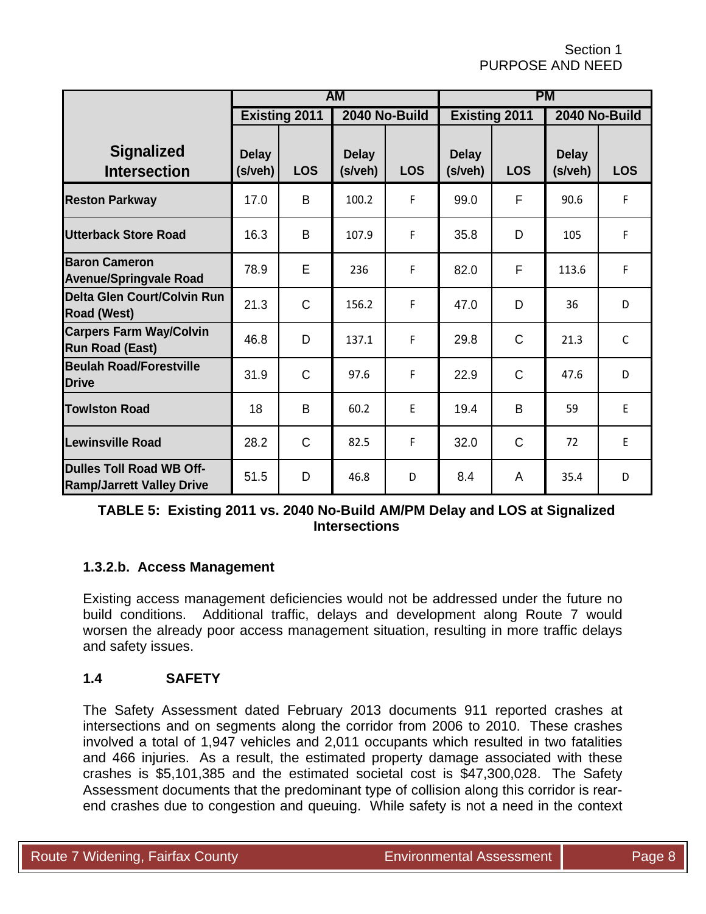| Signalized Intersection | AM | | | | PM | | | |
|---|---|---|---|---|---|---|---|---|
| | Existing 2011 | | 2040 No-Build | | Existing 2011 | | 2040 No-Build | |
| | Delay (s/veh) | LOS | Delay (s/veh) | LOS | Delay (s/veh) | LOS | Delay (s/veh) | LOS |
| **Reston Parkway** | 17.0 | B | 100.2 | F | 99.0 | F | 90.6 | F |
| **Utterback Store Road** | 16.3 | B | 107.9 | F | 35.8 | D | 105 | F |
| **Baron Cameron Avenue/Springvale Road** | 78.9 | E | 236 | F | 82.0 | F | 113.6 | F |
| **Delta Glen Court/Colvin Run Road (West)** | 21.3 | C | 156.2 | F | 47.0 | D | 36 | D |
| **Carpers Farm Way/Colvin Run Road (East)** | 46.8 | D | 137.1 | F | 29.8 | C | 21.3 | C |
| **Beulah Road/Forestville Drive** | 31.9 | C | 97.6 | F | 22.9 | C | 47.6 | D |
| **Towlston Road** | 18 | B | 60.2 | E | 19.4 | B | 59 | E |
| **Lewinsville Road** | 28.2 | C | 82.5 | F | 32.0 | C | 72 | E |
| **Dulles Toll Road WB Off-Ramp/Jarrett Valley Drive** | 51.5 | D | 46.8 | D | 8.4 | A | 35.4 | D |

**TABLE 5: Existing 2011 vs. 2040 No-Build AM/PM Delay and LOS at Signalized Intersections**

### 1.3.2.b. Access Management

Existing access management deficiencies would not be addressed under the future no build conditions. Additional traffic, delays and development along Route 7 would worsen the already poor access management situation, resulting in more traffic delays and safety issues.

## 1.4 SAFETY

The Safety Assessment dated February 2013 documents 911 reported crashes at intersections and on segments along the corridor from 2006 to 2010. These crashes involved a total of 1,947 vehicles and 2,011 occupants which resulted in two fatalities and 466 injuries. As a result, the estimated property damage associated with these crashes is $5,101,385 and the estimated societal cost is $47,300,028. The Safety Assessment documents that the predominant type of collision along this corridor is rear-end crashes due to congestion and queuing. While safety is not a need in the context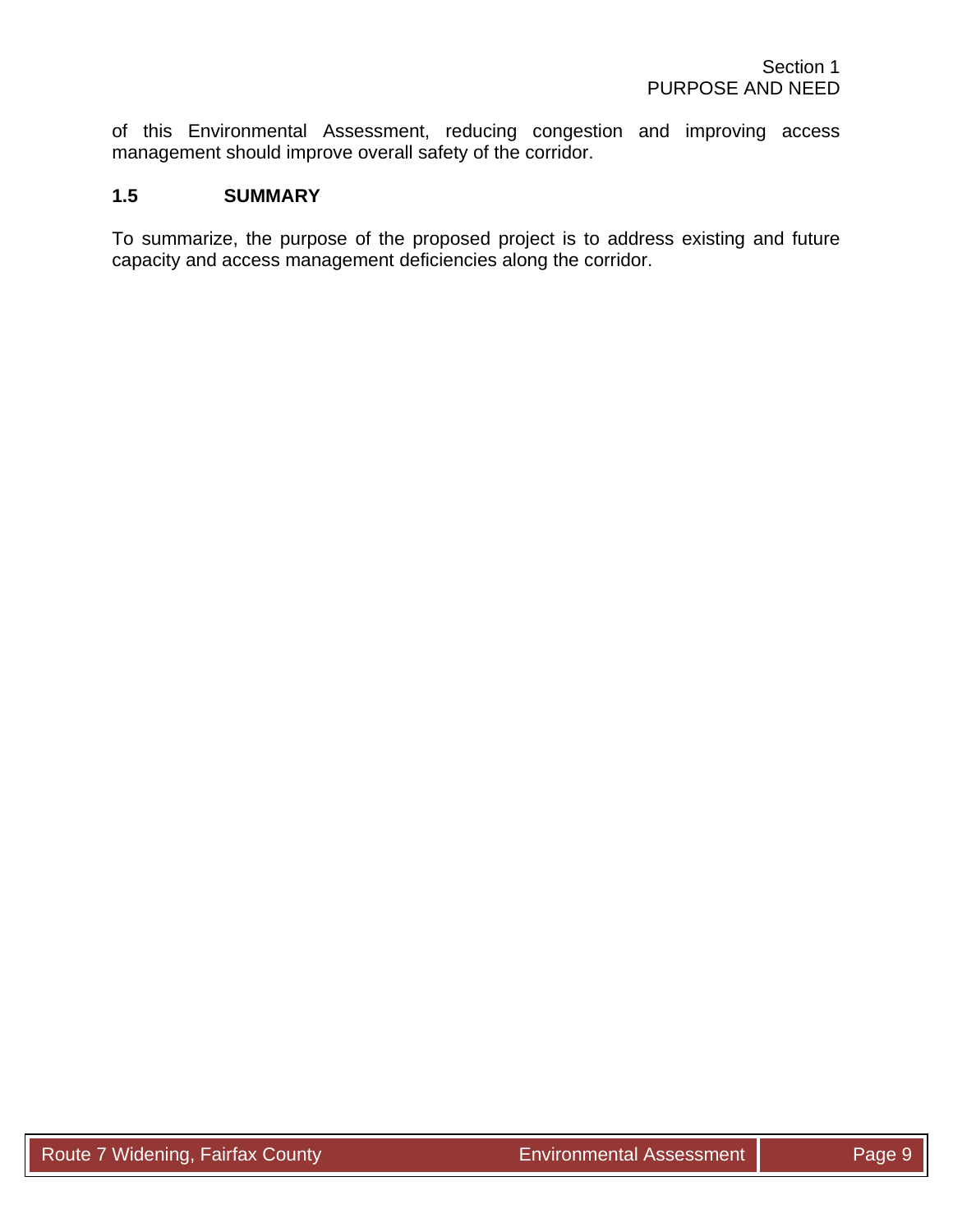of this Environmental Assessment, reducing congestion and improving access management should improve overall safety of the corridor.

## 1.5 SUMMARY

To summarize, the purpose of the proposed project is to address existing and future capacity and access management deficiencies along the corridor.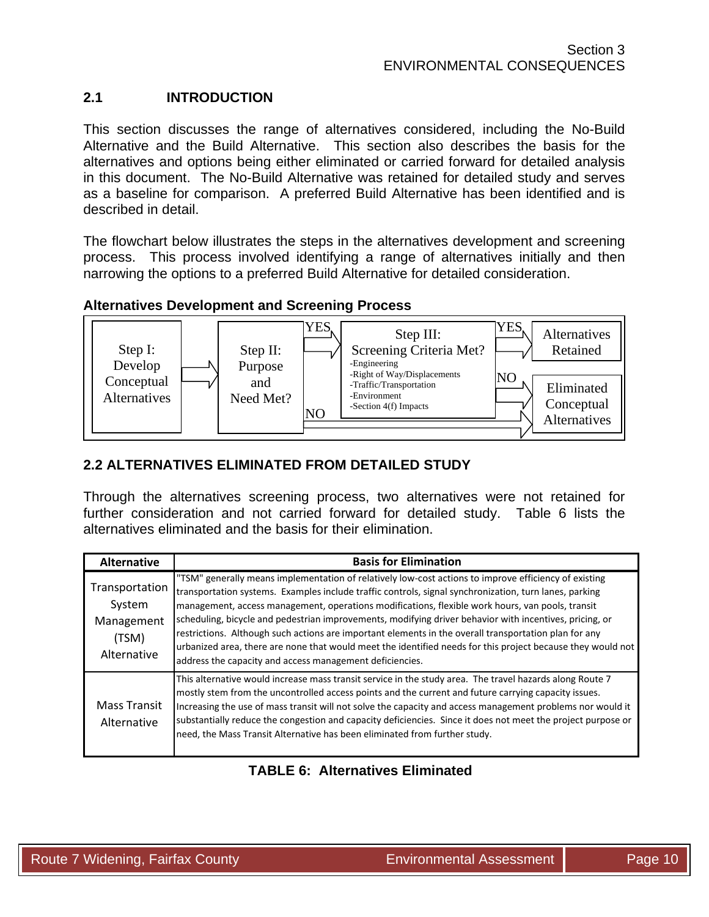## 2.1 INTRODUCTION

This section discusses the range of alternatives considered, including the No-Build Alternative and the Build Alternative. This section also describes the basis for the alternatives and options being either eliminated or carried forward for detailed analysis in this document. The No-Build Alternative was retained for detailed study and serves as a baseline for comparison. A preferred Build Alternative has been identified and is described in detail.

The flowchart below illustrates the steps in the alternatives development and screening process. This process involved identifying a range of alternatives initially and then narrowing the options to a preferred Build Alternative for detailed consideration.

**Alternatives Development and Screening Process**

Step I: Develop Conceptual Alternatives → Step II: Purpose and Need Met?

- YES → Step III: Screening Criteria Met?
  - -Engineering
  - -Right of Way/Displacements
  - -Traffic/Transportation
  - -Environment
  - -Section 4(f) Impacts
  - YES → Alternatives Retained
  - NO → Eliminated Conceptual Alternatives
- NO → Eliminated Conceptual Alternatives

## 2.2 ALTERNATIVES ELIMINATED FROM DETAILED STUDY

Through the alternatives screening process, two alternatives were not retained for further consideration and not carried forward for detailed study. Table 6 lists the alternatives eliminated and the basis for their elimination.

| Alternative | Basis for Elimination |
|---|---|
| Transportation System Management (TSM) Alternative | "TSM" generally means implementation of relatively low-cost actions to improve efficiency of existing transportation systems. Examples include traffic controls, signal synchronization, turn lanes, parking management, access management, operations modifications, flexible work hours, van pools, transit scheduling, bicycle and pedestrian improvements, modifying driver behavior with incentives, pricing, or restrictions. Although such actions are important elements in the overall transportation plan for any urbanized area, there are none that would meet the identified needs for this project because they would not address the capacity and access management deficiencies. |
| Mass Transit Alternative | This alternative would increase mass transit service in the study area. The travel hazards along Route 7 mostly stem from the uncontrolled access points and the current and future carrying capacity issues. Increasing the use of mass transit will not solve the capacity and access management problems nor would it substantially reduce the congestion and capacity deficiencies. Since it does not meet the project purpose or need, the Mass Transit Alternative has been eliminated from further study. |

**TABLE 6: Alternatives Eliminated**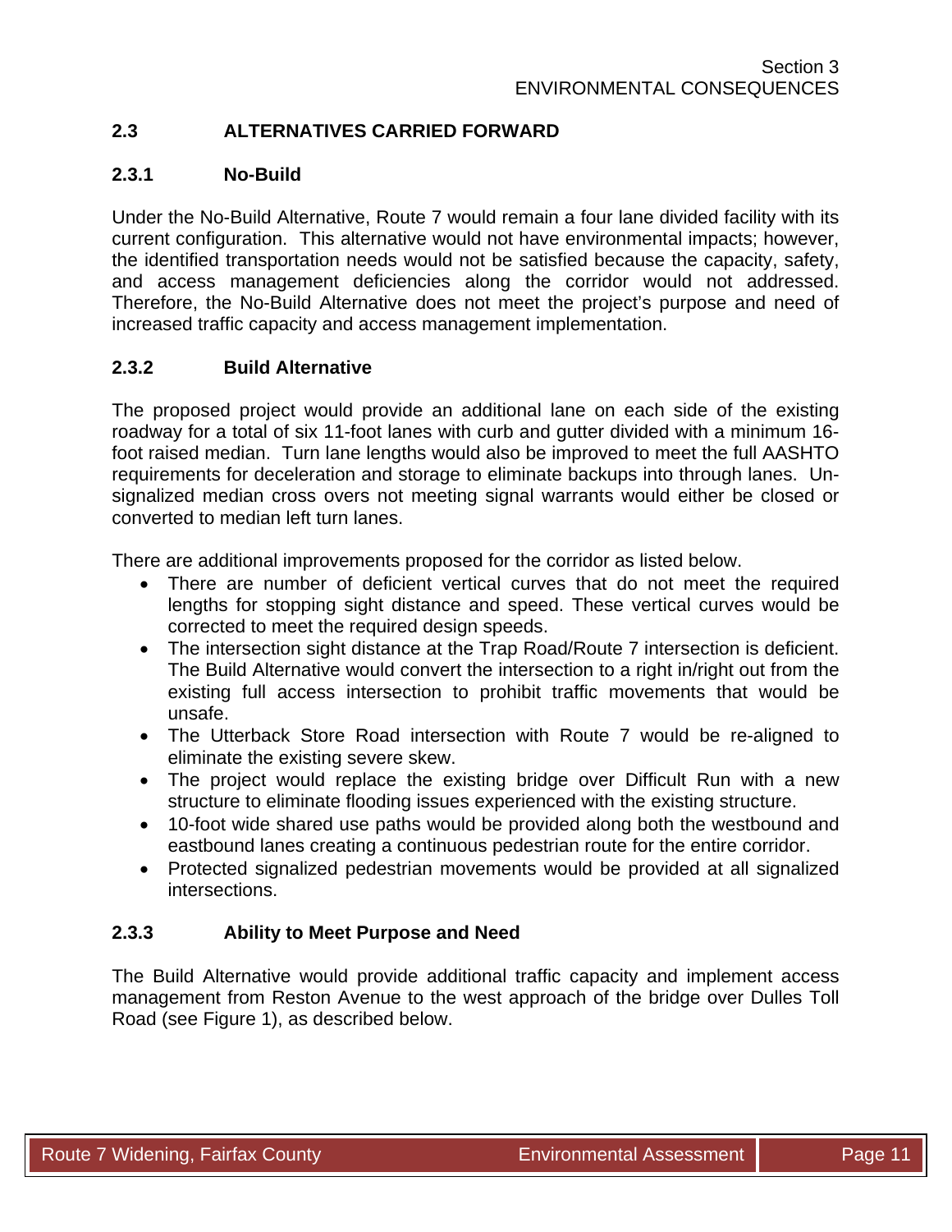## 2.3 ALTERNATIVES CARRIED FORWARD

### 2.3.1 No-Build

Under the No-Build Alternative, Route 7 would remain a four lane divided facility with its current configuration. This alternative would not have environmental impacts; however, the identified transportation needs would not be satisfied because the capacity, safety, and access management deficiencies along the corridor would not addressed. Therefore, the No-Build Alternative does not meet the project's purpose and need of increased traffic capacity and access management implementation.

### 2.3.2 Build Alternative

The proposed project would provide an additional lane on each side of the existing roadway for a total of six 11-foot lanes with curb and gutter divided with a minimum 16-foot raised median. Turn lane lengths would also be improved to meet the full AASHTO requirements for deceleration and storage to eliminate backups into through lanes. Un-signalized median cross overs not meeting signal warrants would either be closed or converted to median left turn lanes.

There are additional improvements proposed for the corridor as listed below.

- There are number of deficient vertical curves that do not meet the required lengths for stopping sight distance and speed. These vertical curves would be corrected to meet the required design speeds.
- The intersection sight distance at the Trap Road/Route 7 intersection is deficient. The Build Alternative would convert the intersection to a right in/right out from the existing full access intersection to prohibit traffic movements that would be unsafe.
- The Utterback Store Road intersection with Route 7 would be re-aligned to eliminate the existing severe skew.
- The project would replace the existing bridge over Difficult Run with a new structure to eliminate flooding issues experienced with the existing structure.
- 10-foot wide shared use paths would be provided along both the westbound and eastbound lanes creating a continuous pedestrian route for the entire corridor.
- Protected signalized pedestrian movements would be provided at all signalized intersections.

### 2.3.3 Ability to Meet Purpose and Need

The Build Alternative would provide additional traffic capacity and implement access management from Reston Avenue to the west approach of the bridge over Dulles Toll Road (see Figure 1), as described below.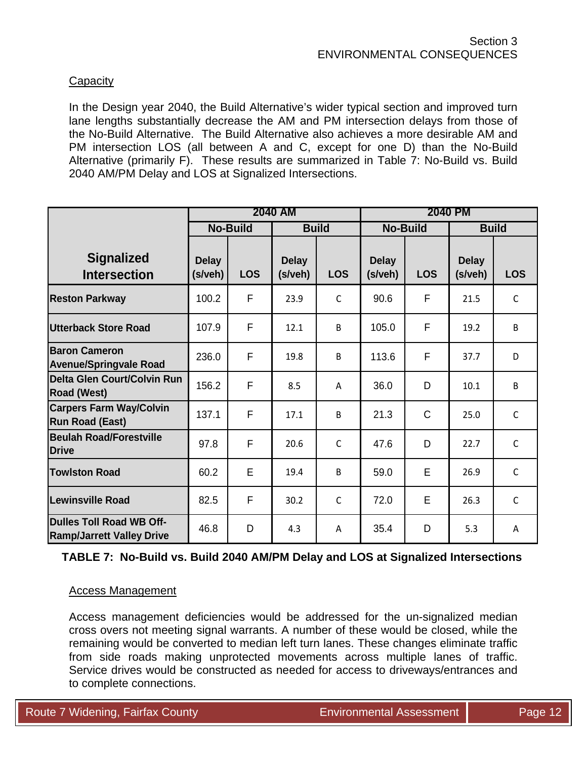Capacity

In the Design year 2040, the Build Alternative's wider typical section and improved turn lane lengths substantially decrease the AM and PM intersection delays from those of the No-Build Alternative. The Build Alternative also achieves a more desirable AM and PM intersection LOS (all between A and C, except for one D) than the No-Build Alternative (primarily F). These results are summarized in Table 7: No-Build vs. Build 2040 AM/PM Delay and LOS at Signalized Intersections.

| Signalized Intersection | 2040 AM | | | | 2040 PM | | | |
|---|---|---|---|---|---|---|---|---|
| | No-Build | | Build | | No-Build | | Build | |
| | Delay (s/veh) | LOS | Delay (s/veh) | LOS | Delay (s/veh) | LOS | Delay (s/veh) | LOS |
| **Reston Parkway** | 100.2 | F | 23.9 | C | 90.6 | F | 21.5 | C |
| **Utterback Store Road** | 107.9 | F | 12.1 | B | 105.0 | F | 19.2 | B |
| **Baron Cameron Avenue/Springvale Road** | 236.0 | F | 19.8 | B | 113.6 | F | 37.7 | D |
| **Delta Glen Court/Colvin Run Road (West)** | 156.2 | F | 8.5 | A | 36.0 | D | 10.1 | B |
| **Carpers Farm Way/Colvin Run Road (East)** | 137.1 | F | 17.1 | B | 21.3 | C | 25.0 | C |
| **Beulah Road/Forestville Drive** | 97.8 | F | 20.6 | C | 47.6 | D | 22.7 | C |
| **Towlston Road** | 60.2 | E | 19.4 | B | 59.0 | E | 26.9 | C |
| **Lewinsville Road** | 82.5 | F | 30.2 | C | 72.0 | E | 26.3 | C |
| **Dulles Toll Road WB Off-Ramp/Jarrett Valley Drive** | 46.8 | D | 4.3 | A | 35.4 | D | 5.3 | A |

**TABLE 7: No-Build vs. Build 2040 AM/PM Delay and LOS at Signalized Intersections**

Access Management

Access management deficiencies would be addressed for the un-signalized median cross overs not meeting signal warrants. A number of these would be closed, while the remaining would be converted to median left turn lanes. These changes eliminate traffic from side roads making unprotected movements across multiple lanes of traffic. Service drives would be constructed as needed for access to driveways/entrances and to complete connections.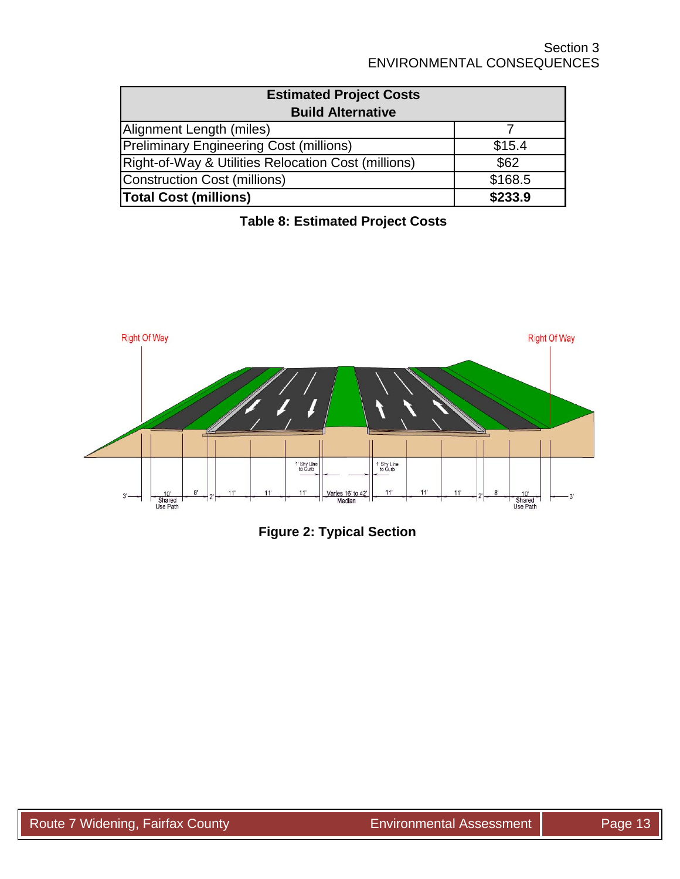| Estimated Project Costs<br>Build Alternative | |
|---|---|
| Alignment Length (miles) | 7 |
| Preliminary Engineering Cost (millions) | $15.4 |
| Right-of-Way & Utilities Relocation Cost (millions) | $62 |
| Construction Cost (millions) | $168.5 |
| **Total Cost (millions)** | **$233.9** |

**Table 8: Estimated Project Costs**

**Figure 2: Typical Section**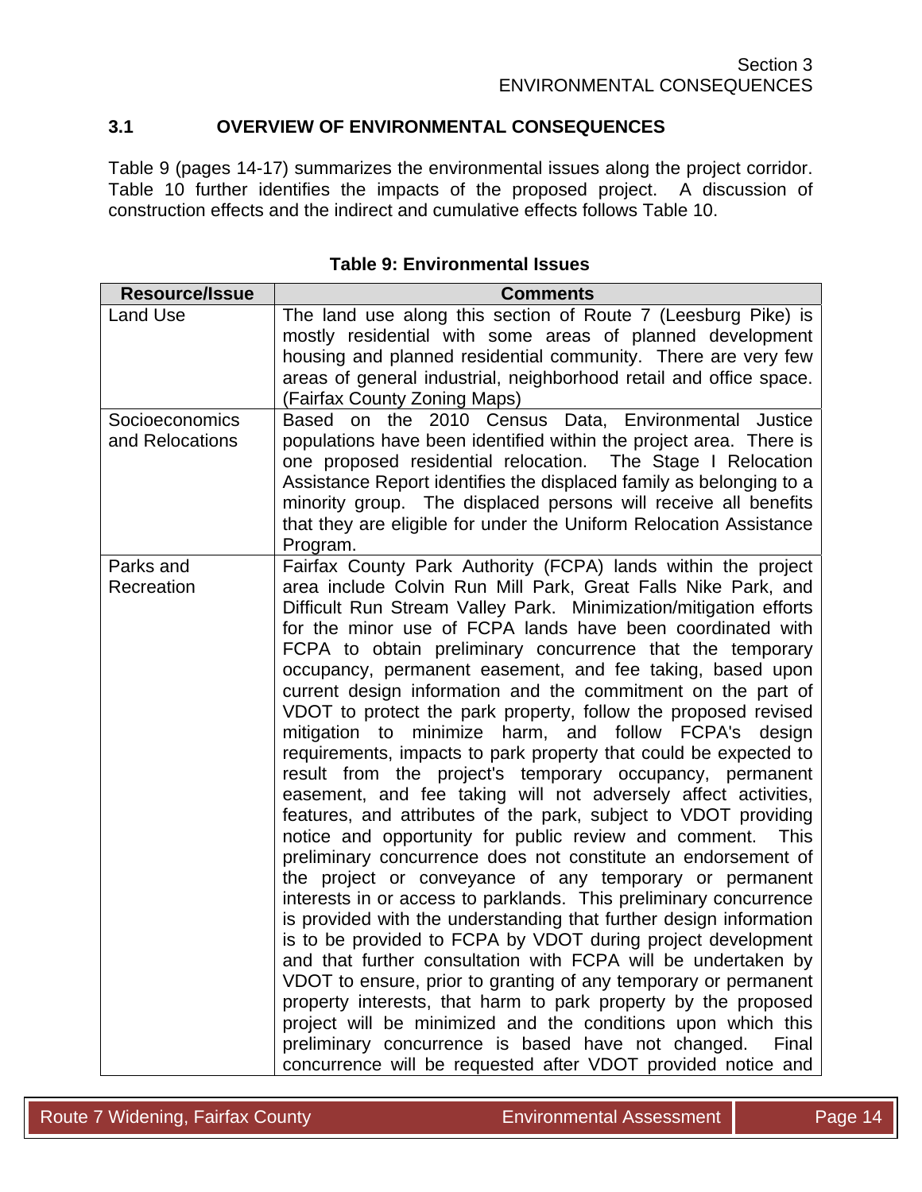## 3.1 OVERVIEW OF ENVIRONMENTAL CONSEQUENCES

Table 9 (pages 14-17) summarizes the environmental issues along the project corridor. Table 10 further identifies the impacts of the proposed project. A discussion of construction effects and the indirect and cumulative effects follows Table 10.

**Table 9: Environmental Issues**

| Resource/Issue | Comments |
|---|---|
| Land Use | The land use along this section of Route 7 (Leesburg Pike) is mostly residential with some areas of planned development housing and planned residential community. There are very few areas of general industrial, neighborhood retail and office space. (Fairfax County Zoning Maps) |
| Socioeconomics and Relocations | Based on the 2010 Census Data, Environmental Justice populations have been identified within the project area. There is one proposed residential relocation. The Stage I Relocation Assistance Report identifies the displaced family as belonging to a minority group. The displaced persons will receive all benefits that they are eligible for under the Uniform Relocation Assistance Program. |
| Parks and Recreation | Fairfax County Park Authority (FCPA) lands within the project area include Colvin Run Mill Park, Great Falls Nike Park, and Difficult Run Stream Valley Park. Minimization/mitigation efforts for the minor use of FCPA lands have been coordinated with FCPA to obtain preliminary concurrence that the temporary occupancy, permanent easement, and fee taking, based upon current design information and the commitment on the part of VDOT to protect the park property, follow the proposed revised mitigation to minimize harm, and follow FCPA's design requirements, impacts to park property that could be expected to result from the project's temporary occupancy, permanent easement, and fee taking will not adversely affect activities, features, and attributes of the park, subject to VDOT providing notice and opportunity for public review and comment. This preliminary concurrence does not constitute an endorsement of the project or conveyance of any temporary or permanent interests in or access to parklands. This preliminary concurrence is provided with the understanding that further design information is to be provided to FCPA by VDOT during project development and that further consultation with FCPA will be undertaken by VDOT to ensure, prior to granting of any temporary or permanent property interests, that harm to park property by the proposed project will be minimized and the conditions upon which this preliminary concurrence is based have not changed. Final concurrence will be requested after VDOT provided notice and |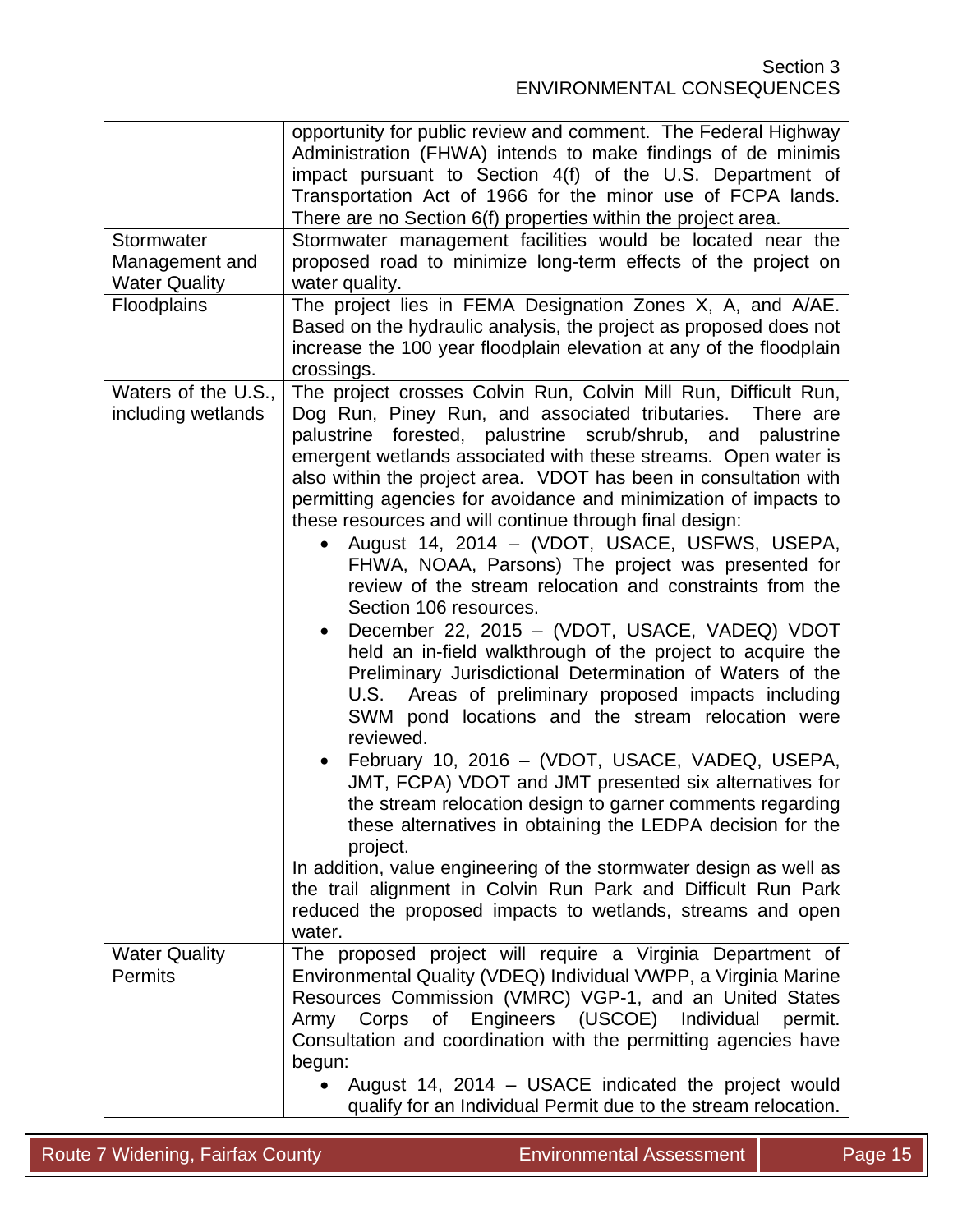| | |
|---|---|
| | opportunity for public review and comment. The Federal Highway Administration (FHWA) intends to make findings of de minimis impact pursuant to Section 4(f) of the U.S. Department of Transportation Act of 1966 for the minor use of FCPA lands. There are no Section 6(f) properties within the project area. |
| Stormwater Management and Water Quality | Stormwater management facilities would be located near the proposed road to minimize long-term effects of the project on water quality. |
| Floodplains | The project lies in FEMA Designation Zones X, A, and A/AE. Based on the hydraulic analysis, the project as proposed does not increase the 100 year floodplain elevation at any of the floodplain crossings. |
| Waters of the U.S., including wetlands | The project crosses Colvin Run, Colvin Mill Run, Difficult Run, Dog Run, Piney Run, and associated tributaries. There are palustrine forested, palustrine scrub/shrub, and palustrine emergent wetlands associated with these streams. Open water is also within the project area. VDOT has been in consultation with permitting agencies for avoidance and minimization of impacts to these resources and will continue through final design:<br>• August 14, 2014 – (VDOT, USACE, USFWS, USEPA, FHWA, NOAA, Parsons) The project was presented for review of the stream relocation and constraints from the Section 106 resources.<br>• December 22, 2015 – (VDOT, USACE, VADEQ) VDOT held an in-field walkthrough of the project to acquire the Preliminary Jurisdictional Determination of Waters of the U.S. Areas of preliminary proposed impacts including SWM pond locations and the stream relocation were reviewed.<br>• February 10, 2016 – (VDOT, USACE, VADEQ, USEPA, JMT, FCPA) VDOT and JMT presented six alternatives for the stream relocation design to garner comments regarding these alternatives in obtaining the LEDPA decision for the project.<br>In addition, value engineering of the stormwater design as well as the trail alignment in Colvin Run Park and Difficult Run Park reduced the proposed impacts to wetlands, streams and open water. |
| Water Quality Permits | The proposed project will require a Virginia Department of Environmental Quality (VDEQ) Individual VWPP, a Virginia Marine Resources Commission (VMRC) VGP-1, and an United States Army Corps of Engineers (USCOE) Individual permit. Consultation and coordination with the permitting agencies have begun:<br>• August 14, 2014 – USACE indicated the project would qualify for an Individual Permit due to the stream relocation. |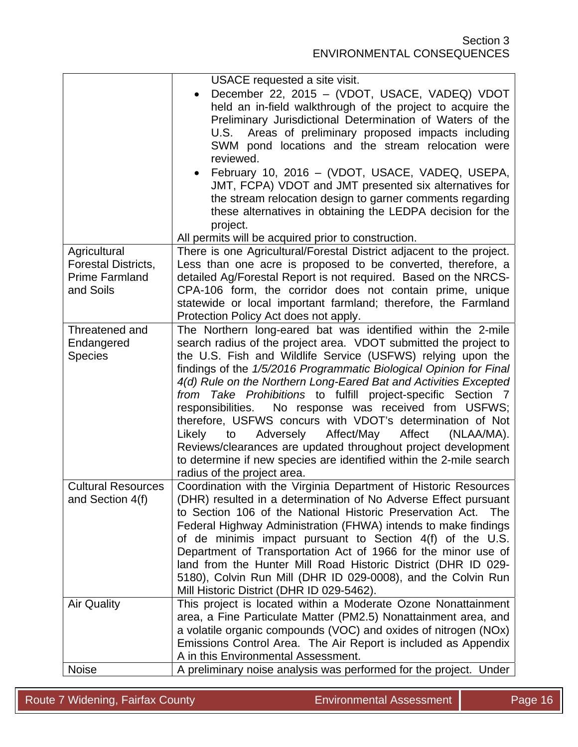| | |
|---|---|
| | USACE requested a site visit.<br>• December 22, 2015 – (VDOT, USACE, VADEQ) VDOT held an in-field walkthrough of the project to acquire the Preliminary Jurisdictional Determination of Waters of the U.S. Areas of preliminary proposed impacts including SWM pond locations and the stream relocation were reviewed.<br>• February 10, 2016 – (VDOT, USACE, VADEQ, USEPA, JMT, FCPA) VDOT and JMT presented six alternatives for the stream relocation design to garner comments regarding these alternatives in obtaining the LEDPA decision for the project.<br>All permits will be acquired prior to construction. |
| Agricultural Forestal Districts, Prime Farmland and Soils | There is one Agricultural/Forestal District adjacent to the project. Less than one acre is proposed to be converted, therefore, a detailed Ag/Forestal Report is not required. Based on the NRCS-CPA-106 form, the corridor does not contain prime, unique statewide or local important farmland; therefore, the Farmland Protection Policy Act does not apply. |
| Threatened and Endangered Species | The Northern long-eared bat was identified within the 2-mile search radius of the project area. VDOT submitted the project to the U.S. Fish and Wildlife Service (USFWS) relying upon the findings of the *1/5/2016 Programmatic Biological Opinion for Final 4(d) Rule on the Northern Long-Eared Bat and Activities Excepted from Take Prohibitions* to fulfill project-specific Section 7 responsibilities. No response was received from USFWS; therefore, USFWS concurs with VDOT's determination of Not Likely to Adversely Affect/May Affect (NLAA/MA). Reviews/clearances are updated throughout project development to determine if new species are identified within the 2-mile search radius of the project area. |
| Cultural Resources and Section 4(f) | Coordination with the Virginia Department of Historic Resources (DHR) resulted in a determination of No Adverse Effect pursuant to Section 106 of the National Historic Preservation Act. The Federal Highway Administration (FHWA) intends to make findings of de minimis impact pursuant to Section 4(f) of the U.S. Department of Transportation Act of 1966 for the minor use of land from the Hunter Mill Road Historic District (DHR ID 029-5180), Colvin Run Mill (DHR ID 029-0008), and the Colvin Run Mill Historic District (DHR ID 029-5462). |
| Air Quality | This project is located within a Moderate Ozone Nonattainment area, a Fine Particulate Matter (PM2.5) Nonattainment area, and a volatile organic compounds (VOC) and oxides of nitrogen (NOx) Emissions Control Area. The Air Report is included as Appendix A in this Environmental Assessment. |
| Noise | A preliminary noise analysis was performed for the project. Under |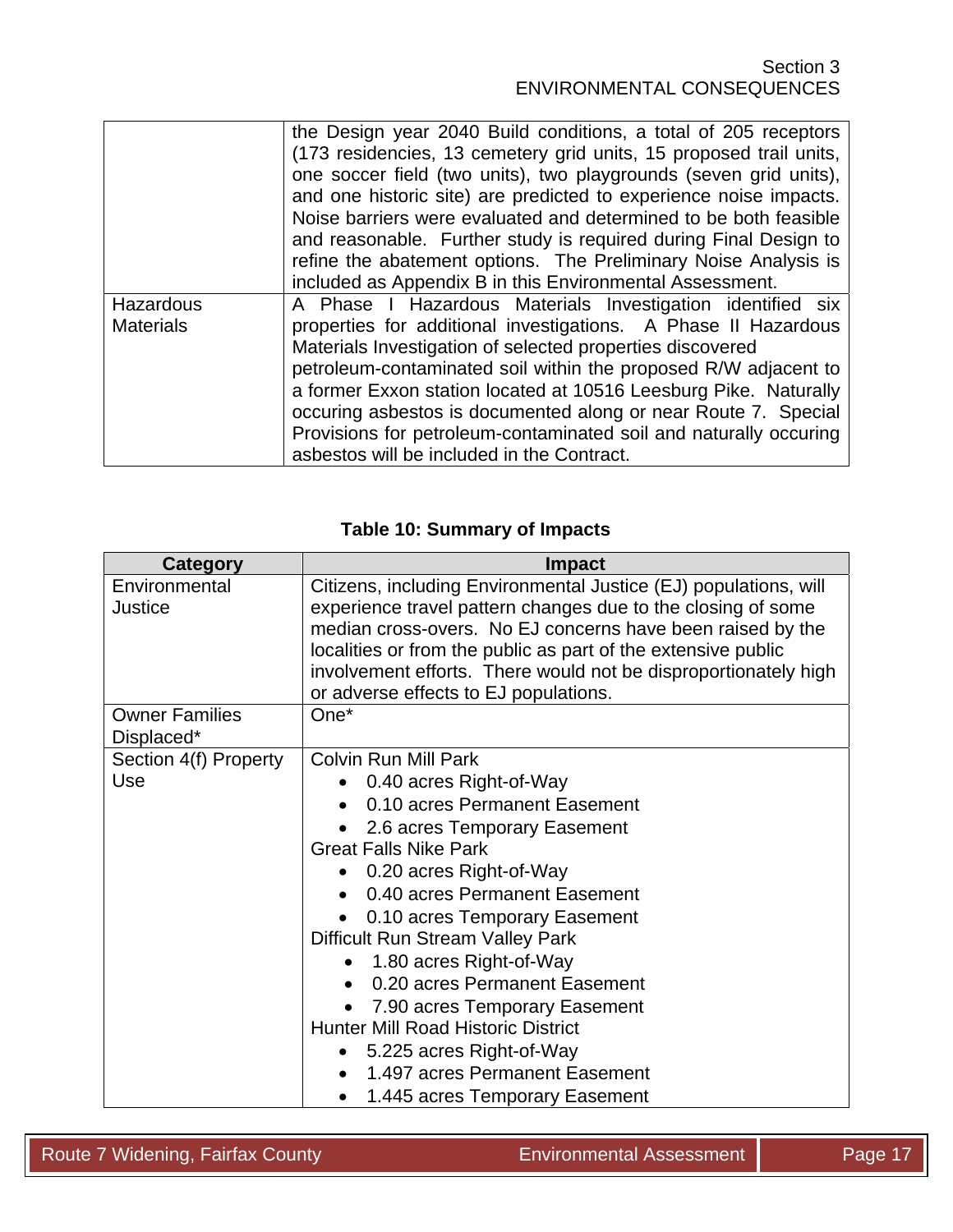| | |
|---|---|
| | the Design year 2040 Build conditions, a total of 205 receptors (173 residencies, 13 cemetery grid units, 15 proposed trail units, one soccer field (two units), two playgrounds (seven grid units), and one historic site) are predicted to experience noise impacts. Noise barriers were evaluated and determined to be both feasible and reasonable. Further study is required during Final Design to refine the abatement options. The Preliminary Noise Analysis is included as Appendix B in this Environmental Assessment. |
| Hazardous Materials | A Phase I Hazardous Materials Investigation identified six properties for additional investigations. A Phase II Hazardous Materials Investigation of selected properties discovered petroleum-contaminated soil within the proposed R/W adjacent to a former Exxon station located at 10516 Leesburg Pike. Naturally occuring asbestos is documented along or near Route 7. Special Provisions for petroleum-contaminated soil and naturally occuring asbestos will be included in the Contract. |

**Table 10: Summary of Impacts**

| Category | Impact |
|---|---|
| Environmental Justice | Citizens, including Environmental Justice (EJ) populations, will experience travel pattern changes due to the closing of some median cross-overs. No EJ concerns have been raised by the localities or from the public as part of the extensive public involvement efforts. There would not be disproportionately high or adverse effects to EJ populations. |
| Owner Families Displaced* | One* |
| Section 4(f) Property Use | Colvin Run Mill Park<br>• 0.40 acres Right-of-Way<br>• 0.10 acres Permanent Easement<br>• 2.6 acres Temporary Easement<br>Great Falls Nike Park<br>• 0.20 acres Right-of-Way<br>• 0.40 acres Permanent Easement<br>• 0.10 acres Temporary Easement<br>Difficult Run Stream Valley Park<br>• 1.80 acres Right-of-Way<br>• 0.20 acres Permanent Easement<br>• 7.90 acres Temporary Easement<br>Hunter Mill Road Historic District<br>• 5.225 acres Right-of-Way<br>• 1.497 acres Permanent Easement<br>• 1.445 acres Temporary Easement |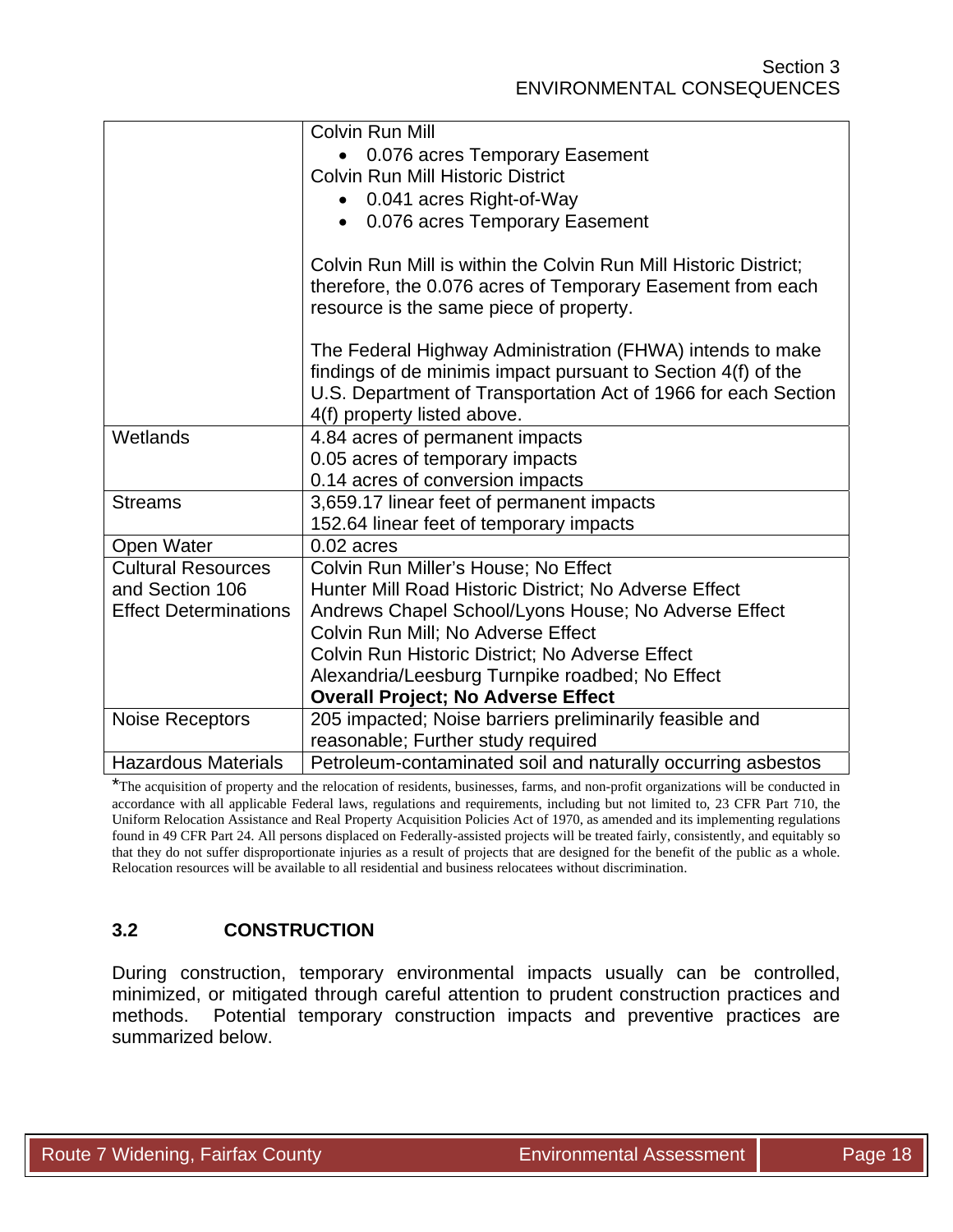|  |  |
|---|---|
|  | Colvin Run Mill<br>• 0.076 acres Temporary Easement<br>Colvin Run Mill Historic District<br>• 0.041 acres Right-of-Way<br>• 0.076 acres Temporary Easement<br><br>Colvin Run Mill is within the Colvin Run Mill Historic District; therefore, the 0.076 acres of Temporary Easement from each resource is the same piece of property.<br><br>The Federal Highway Administration (FHWA) intends to make findings of de minimis impact pursuant to Section 4(f) of the U.S. Department of Transportation Act of 1966 for each Section 4(f) property listed above. |
| Wetlands | 4.84 acres of permanent impacts<br>0.05 acres of temporary impacts<br>0.14 acres of conversion impacts |
| Streams | 3,659.17 linear feet of permanent impacts<br>152.64 linear feet of temporary impacts |
| Open Water | 0.02 acres |
| Cultural Resources and Section 106 Effect Determinations | Colvin Run Miller's House; No Effect<br>Hunter Mill Road Historic District; No Adverse Effect<br>Andrews Chapel School/Lyons House; No Adverse Effect<br>Colvin Run Mill; No Adverse Effect<br>Colvin Run Historic District; No Adverse Effect<br>Alexandria/Leesburg Turnpike roadbed; No Effect<br>**Overall Project; No Adverse Effect** |
| Noise Receptors | 205 impacted; Noise barriers preliminarily feasible and reasonable; Further study required |
| Hazardous Materials | Petroleum-contaminated soil and naturally occurring asbestos |

*The acquisition of property and the relocation of residents, businesses, farms, and non-profit organizations will be conducted in accordance with all applicable Federal laws, regulations and requirements, including but not limited to, 23 CFR Part 710, the Uniform Relocation Assistance and Real Property Acquisition Policies Act of 1970, as amended and its implementing regulations found in 49 CFR Part 24. All persons displaced on Federally-assisted projects will be treated fairly, consistently, and equitably so that they do not suffer disproportionate injuries as a result of projects that are designed for the benefit of the public as a whole. Relocation resources will be available to all residential and business relocatees without discrimination.

## 3.2 CONSTRUCTION

During construction, temporary environmental impacts usually can be controlled, minimized, or mitigated through careful attention to prudent construction practices and methods. Potential temporary construction impacts and preventive practices are summarized below.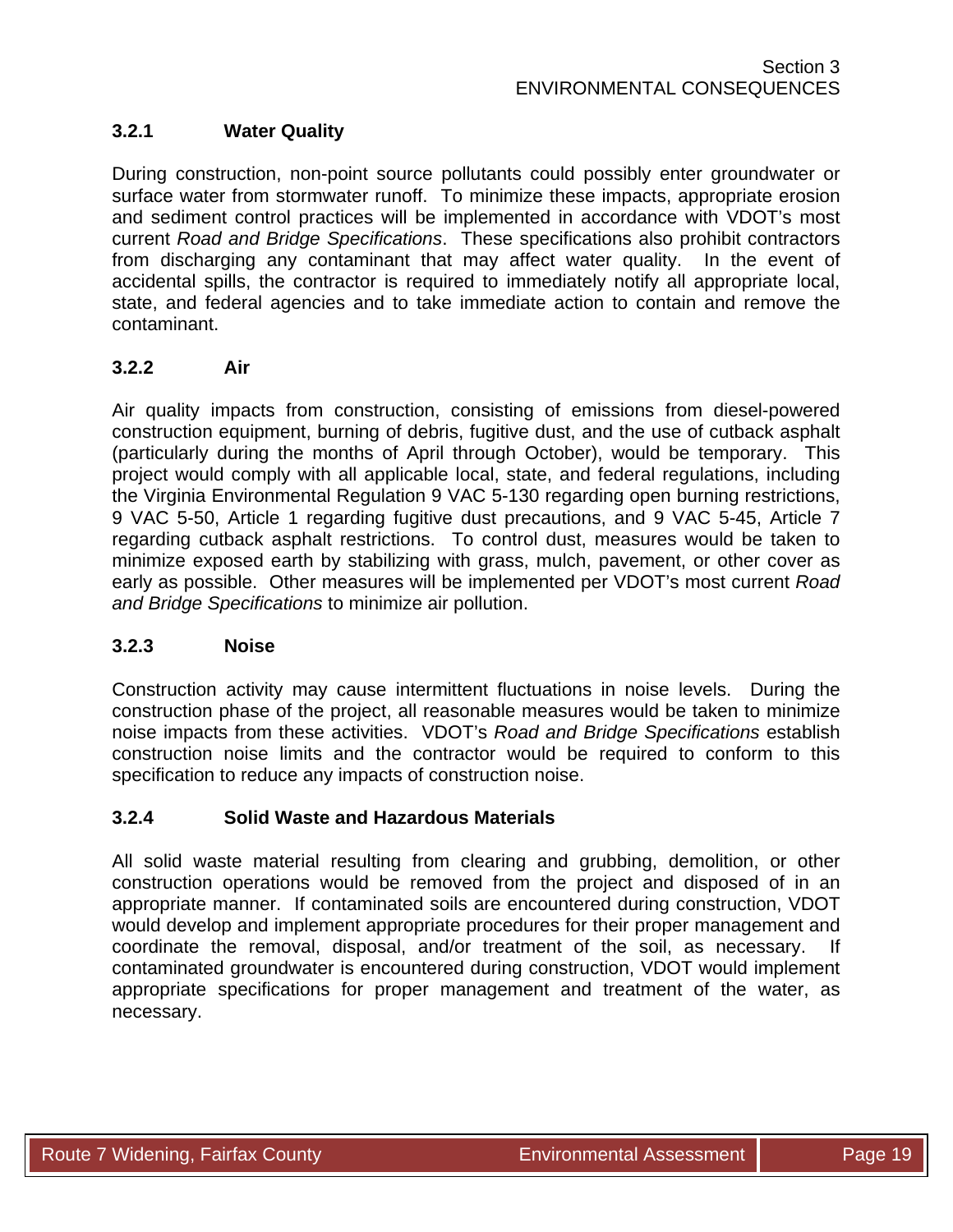### 3.2.1 Water Quality

During construction, non-point source pollutants could possibly enter groundwater or surface water from stormwater runoff. To minimize these impacts, appropriate erosion and sediment control practices will be implemented in accordance with VDOT's most current *Road and Bridge Specifications*. These specifications also prohibit contractors from discharging any contaminant that may affect water quality. In the event of accidental spills, the contractor is required to immediately notify all appropriate local, state, and federal agencies and to take immediate action to contain and remove the contaminant.

### 3.2.2 Air

Air quality impacts from construction, consisting of emissions from diesel-powered construction equipment, burning of debris, fugitive dust, and the use of cutback asphalt (particularly during the months of April through October), would be temporary. This project would comply with all applicable local, state, and federal regulations, including the Virginia Environmental Regulation 9 VAC 5-130 regarding open burning restrictions, 9 VAC 5-50, Article 1 regarding fugitive dust precautions, and 9 VAC 5-45, Article 7 regarding cutback asphalt restrictions. To control dust, measures would be taken to minimize exposed earth by stabilizing with grass, mulch, pavement, or other cover as early as possible. Other measures will be implemented per VDOT's most current *Road and Bridge Specifications* to minimize air pollution.

### 3.2.3 Noise

Construction activity may cause intermittent fluctuations in noise levels. During the construction phase of the project, all reasonable measures would be taken to minimize noise impacts from these activities. VDOT's *Road and Bridge Specifications* establish construction noise limits and the contractor would be required to conform to this specification to reduce any impacts of construction noise.

### 3.2.4 Solid Waste and Hazardous Materials

All solid waste material resulting from clearing and grubbing, demolition, or other construction operations would be removed from the project and disposed of in an appropriate manner. If contaminated soils are encountered during construction, VDOT would develop and implement appropriate procedures for their proper management and coordinate the removal, disposal, and/or treatment of the soil, as necessary. If contaminated groundwater is encountered during construction, VDOT would implement appropriate specifications for proper management and treatment of the water, as necessary.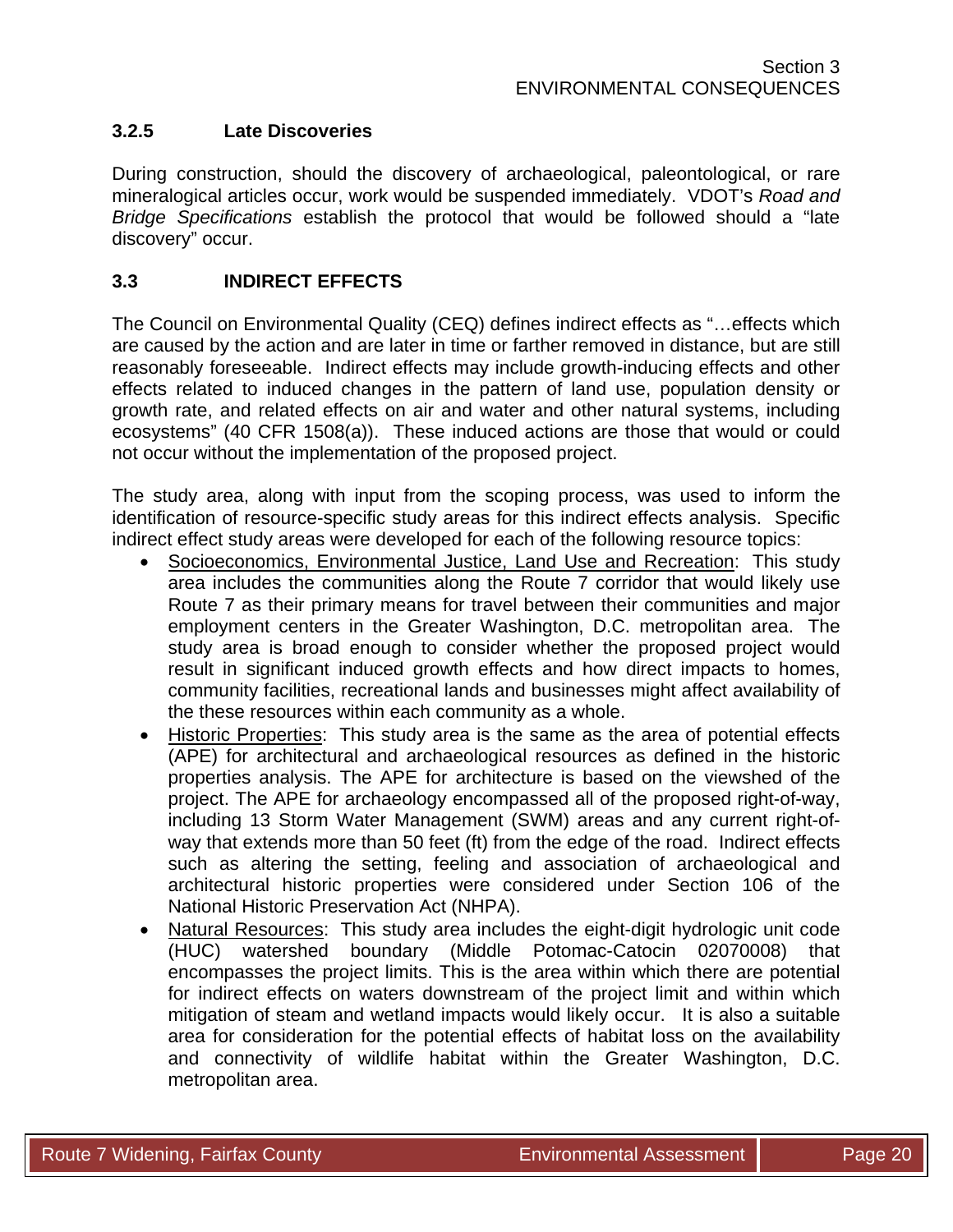### 3.2.5 Late Discoveries

During construction, should the discovery of archaeological, paleontological, or rare mineralogical articles occur, work would be suspended immediately. VDOT's *Road and Bridge Specifications* establish the protocol that would be followed should a "late discovery" occur.

## 3.3 INDIRECT EFFECTS

The Council on Environmental Quality (CEQ) defines indirect effects as "…effects which are caused by the action and are later in time or farther removed in distance, but are still reasonably foreseeable. Indirect effects may include growth-inducing effects and other effects related to induced changes in the pattern of land use, population density or growth rate, and related effects on air and water and other natural systems, including ecosystems" (40 CFR 1508(a)). These induced actions are those that would or could not occur without the implementation of the proposed project.

The study area, along with input from the scoping process, was used to inform the identification of resource-specific study areas for this indirect effects analysis. Specific indirect effect study areas were developed for each of the following resource topics:

- <u>Socioeconomics, Environmental Justice, Land Use and Recreation</u>: This study area includes the communities along the Route 7 corridor that would likely use Route 7 as their primary means for travel between their communities and major employment centers in the Greater Washington, D.C. metropolitan area. The study area is broad enough to consider whether the proposed project would result in significant induced growth effects and how direct impacts to homes, community facilities, recreational lands and businesses might affect availability of the these resources within each community as a whole.
- <u>Historic Properties</u>: This study area is the same as the area of potential effects (APE) for architectural and archaeological resources as defined in the historic properties analysis. The APE for architecture is based on the viewshed of the project. The APE for archaeology encompassed all of the proposed right-of-way, including 13 Storm Water Management (SWM) areas and any current right-of-way that extends more than 50 feet (ft) from the edge of the road. Indirect effects such as altering the setting, feeling and association of archaeological and architectural historic properties were considered under Section 106 of the National Historic Preservation Act (NHPA).
- <u>Natural Resources</u>: This study area includes the eight-digit hydrologic unit code (HUC) watershed boundary (Middle Potomac-Catocin 02070008) that encompasses the project limits. This is the area within which there are potential for indirect effects on waters downstream of the project limit and within which mitigation of steam and wetland impacts would likely occur. It is also a suitable area for consideration for the potential effects of habitat loss on the availability and connectivity of wildlife habitat within the Greater Washington, D.C. metropolitan area.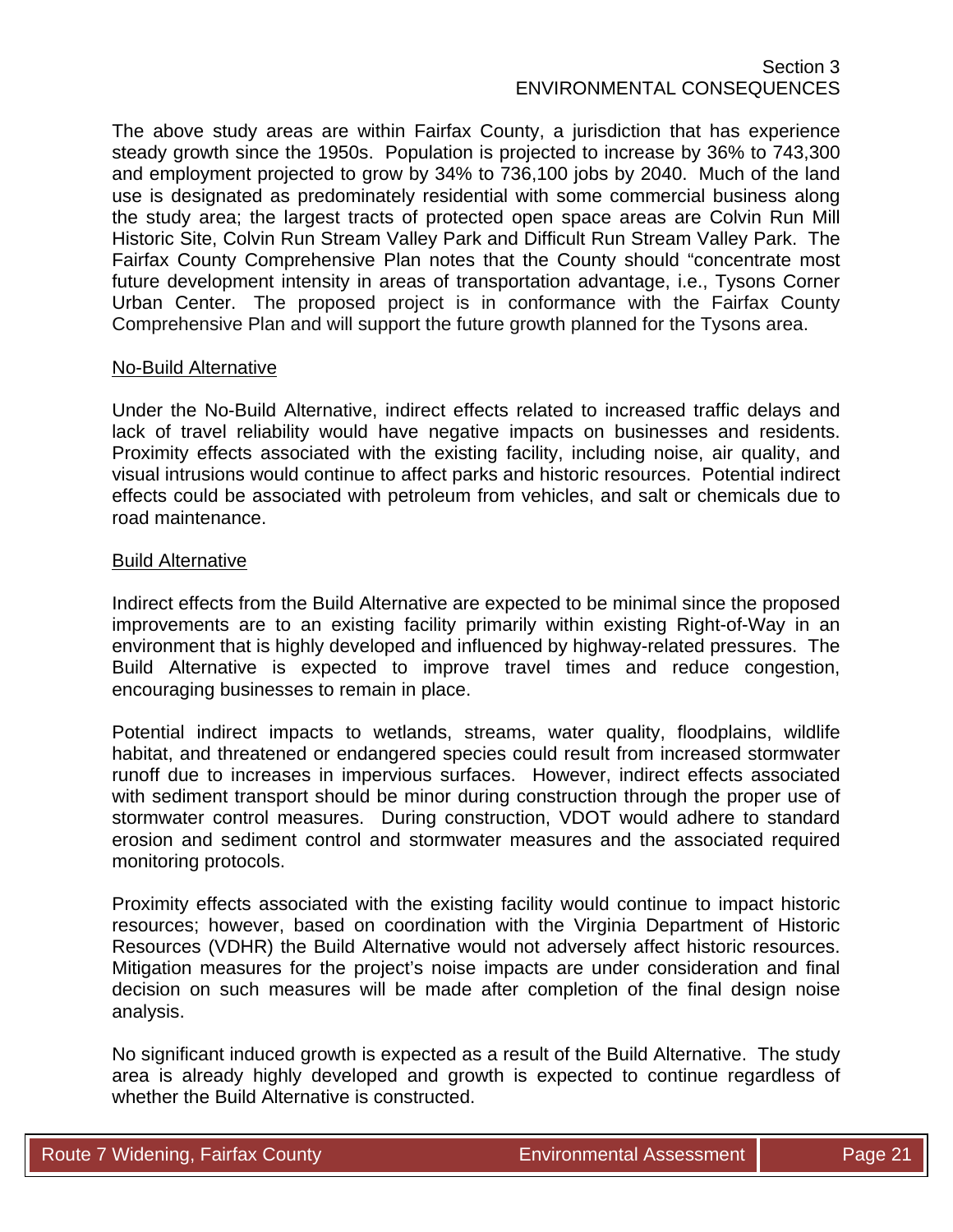The above study areas are within Fairfax County, a jurisdiction that has experience steady growth since the 1950s. Population is projected to increase by 36% to 743,300 and employment projected to grow by 34% to 736,100 jobs by 2040. Much of the land use is designated as predominately residential with some commercial business along the study area; the largest tracts of protected open space areas are Colvin Run Mill Historic Site, Colvin Run Stream Valley Park and Difficult Run Stream Valley Park. The Fairfax County Comprehensive Plan notes that the County should "concentrate most future development intensity in areas of transportation advantage, i.e., Tysons Corner Urban Center. The proposed project is in conformance with the Fairfax County Comprehensive Plan and will support the future growth planned for the Tysons area.

No-Build Alternative

Under the No-Build Alternative, indirect effects related to increased traffic delays and lack of travel reliability would have negative impacts on businesses and residents. Proximity effects associated with the existing facility, including noise, air quality, and visual intrusions would continue to affect parks and historic resources. Potential indirect effects could be associated with petroleum from vehicles, and salt or chemicals due to road maintenance.

Build Alternative

Indirect effects from the Build Alternative are expected to be minimal since the proposed improvements are to an existing facility primarily within existing Right-of-Way in an environment that is highly developed and influenced by highway-related pressures. The Build Alternative is expected to improve travel times and reduce congestion, encouraging businesses to remain in place.

Potential indirect impacts to wetlands, streams, water quality, floodplains, wildlife habitat, and threatened or endangered species could result from increased stormwater runoff due to increases in impervious surfaces. However, indirect effects associated with sediment transport should be minor during construction through the proper use of stormwater control measures. During construction, VDOT would adhere to standard erosion and sediment control and stormwater measures and the associated required monitoring protocols.

Proximity effects associated with the existing facility would continue to impact historic resources; however, based on coordination with the Virginia Department of Historic Resources (VDHR) the Build Alternative would not adversely affect historic resources. Mitigation measures for the project's noise impacts are under consideration and final decision on such measures will be made after completion of the final design noise analysis.

No significant induced growth is expected as a result of the Build Alternative. The study area is already highly developed and growth is expected to continue regardless of whether the Build Alternative is constructed.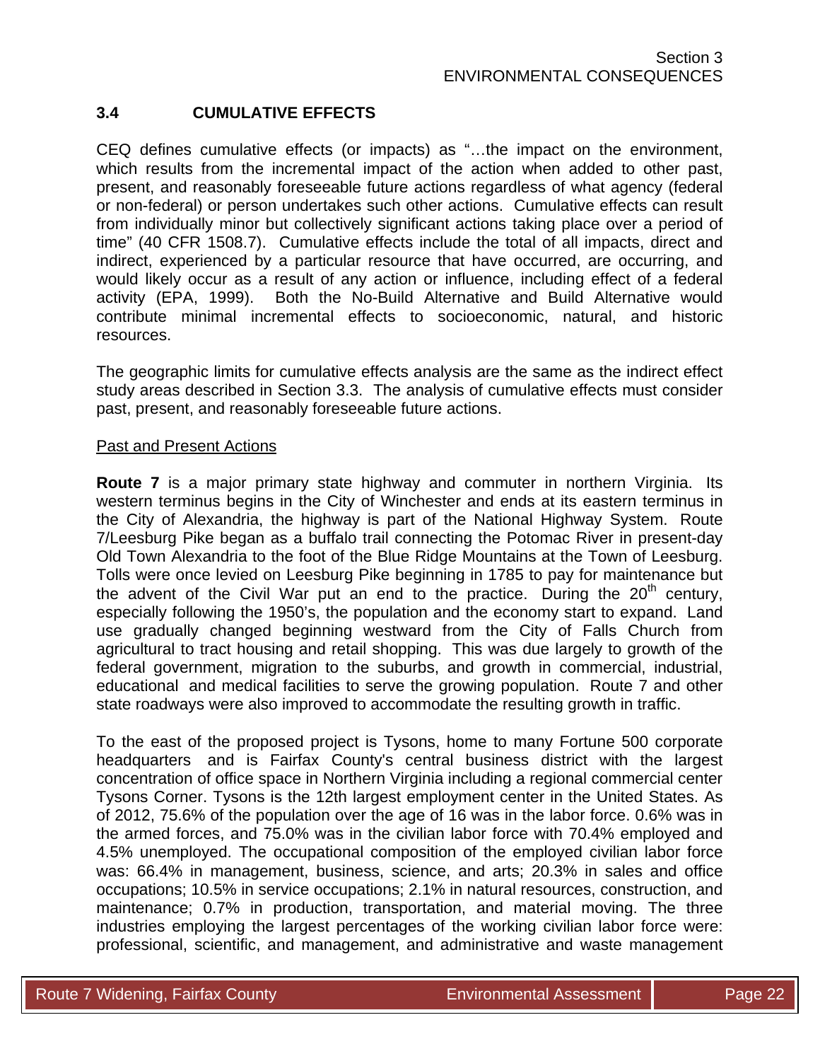## 3.4 CUMULATIVE EFFECTS

CEQ defines cumulative effects (or impacts) as "…the impact on the environment, which results from the incremental impact of the action when added to other past, present, and reasonably foreseeable future actions regardless of what agency (federal or non-federal) or person undertakes such other actions. Cumulative effects can result from individually minor but collectively significant actions taking place over a period of time" (40 CFR 1508.7). Cumulative effects include the total of all impacts, direct and indirect, experienced by a particular resource that have occurred, are occurring, and would likely occur as a result of any action or influence, including effect of a federal activity (EPA, 1999). Both the No-Build Alternative and Build Alternative would contribute minimal incremental effects to socioeconomic, natural, and historic resources.

The geographic limits for cumulative effects analysis are the same as the indirect effect study areas described in Section 3.3. The analysis of cumulative effects must consider past, present, and reasonably foreseeable future actions.

Past and Present Actions

**Route 7** is a major primary state highway and commuter in northern Virginia. Its western terminus begins in the City of Winchester and ends at its eastern terminus in the City of Alexandria, the highway is part of the National Highway System. Route 7/Leesburg Pike began as a buffalo trail connecting the Potomac River in present-day Old Town Alexandria to the foot of the Blue Ridge Mountains at the Town of Leesburg. Tolls were once levied on Leesburg Pike beginning in 1785 to pay for maintenance but the advent of the Civil War put an end to the practice. During the 20th century, especially following the 1950's, the population and the economy start to expand. Land use gradually changed beginning westward from the City of Falls Church from agricultural to tract housing and retail shopping. This was due largely to growth of the federal government, migration to the suburbs, and growth in commercial, industrial, educational and medical facilities to serve the growing population. Route 7 and other state roadways were also improved to accommodate the resulting growth in traffic.

To the east of the proposed project is Tysons, home to many Fortune 500 corporate headquarters and is Fairfax County's central business district with the largest concentration of office space in Northern Virginia including a regional commercial center Tysons Corner. Tysons is the 12th largest employment center in the United States. As of 2012, 75.6% of the population over the age of 16 was in the labor force. 0.6% was in the armed forces, and 75.0% was in the civilian labor force with 70.4% employed and 4.5% unemployed. The occupational composition of the employed civilian labor force was: 66.4% in management, business, science, and arts; 20.3% in sales and office occupations; 10.5% in service occupations; 2.1% in natural resources, construction, and maintenance; 0.7% in production, transportation, and material moving. The three industries employing the largest percentages of the working civilian labor force were: professional, scientific, and management, and administrative and waste management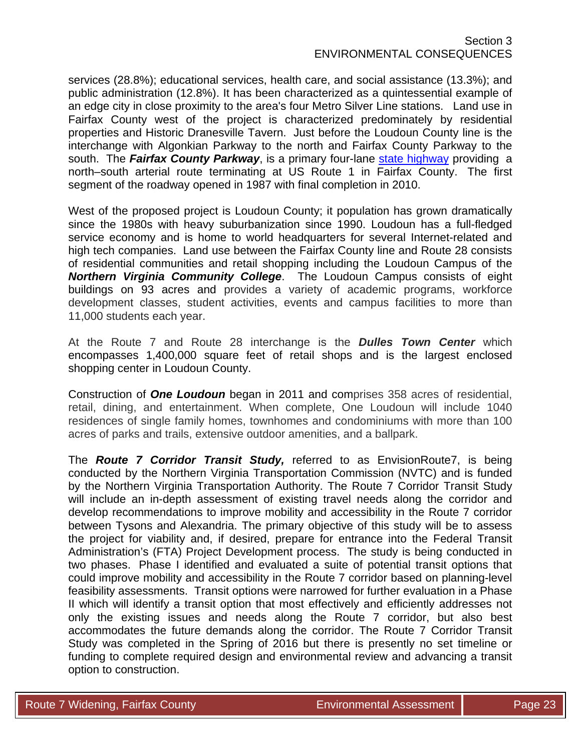services (28.8%); educational services, health care, and social assistance (13.3%); and public administration (12.8%). It has been characterized as a quintessential example of an edge city in close proximity to the area's four Metro Silver Line stations. Land use in Fairfax County west of the project is characterized predominately by residential properties and Historic Dranesville Tavern. Just before the Loudoun County line is the interchange with Algonkian Parkway to the north and Fairfax County Parkway to the south. The ***Fairfax County Parkway***, is a primary four-lane state highway providing a north–south arterial route terminating at US Route 1 in Fairfax County. The first segment of the roadway opened in 1987 with final completion in 2010.

West of the proposed project is Loudoun County; it population has grown dramatically since the 1980s with heavy suburbanization since 1990. Loudoun has a full-fledged service economy and is home to world headquarters for several Internet-related and high tech companies. Land use between the Fairfax County line and Route 28 consists of residential communities and retail shopping including the Loudoun Campus of the ***Northern Virginia Community College***. The Loudoun Campus consists of eight buildings on 93 acres and provides a variety of academic programs, workforce development classes, student activities, events and campus facilities to more than 11,000 students each year.

At the Route 7 and Route 28 interchange is the ***Dulles Town Center*** which encompasses 1,400,000 square feet of retail shops and is the largest enclosed shopping center in Loudoun County.

Construction of ***One Loudoun*** began in 2011 and comprises 358 acres of residential, retail, dining, and entertainment. When complete, One Loudoun will include 1040 residences of single family homes, townhomes and condominiums with more than 100 acres of parks and trails, extensive outdoor amenities, and a ballpark.

The ***Route 7 Corridor Transit Study,*** referred to as EnvisionRoute7, is being conducted by the Northern Virginia Transportation Commission (NVTC) and is funded by the Northern Virginia Transportation Authority. The Route 7 Corridor Transit Study will include an in-depth assessment of existing travel needs along the corridor and develop recommendations to improve mobility and accessibility in the Route 7 corridor between Tysons and Alexandria. The primary objective of this study will be to assess the project for viability and, if desired, prepare for entrance into the Federal Transit Administration's (FTA) Project Development process. The study is being conducted in two phases. Phase I identified and evaluated a suite of potential transit options that could improve mobility and accessibility in the Route 7 corridor based on planning-level feasibility assessments. Transit options were narrowed for further evaluation in a Phase II which will identify a transit option that most effectively and efficiently addresses not only the existing issues and needs along the Route 7 corridor, but also best accommodates the future demands along the corridor. The Route 7 Corridor Transit Study was completed in the Spring of 2016 but there is presently no set timeline or funding to complete required design and environmental review and advancing a transit option to construction.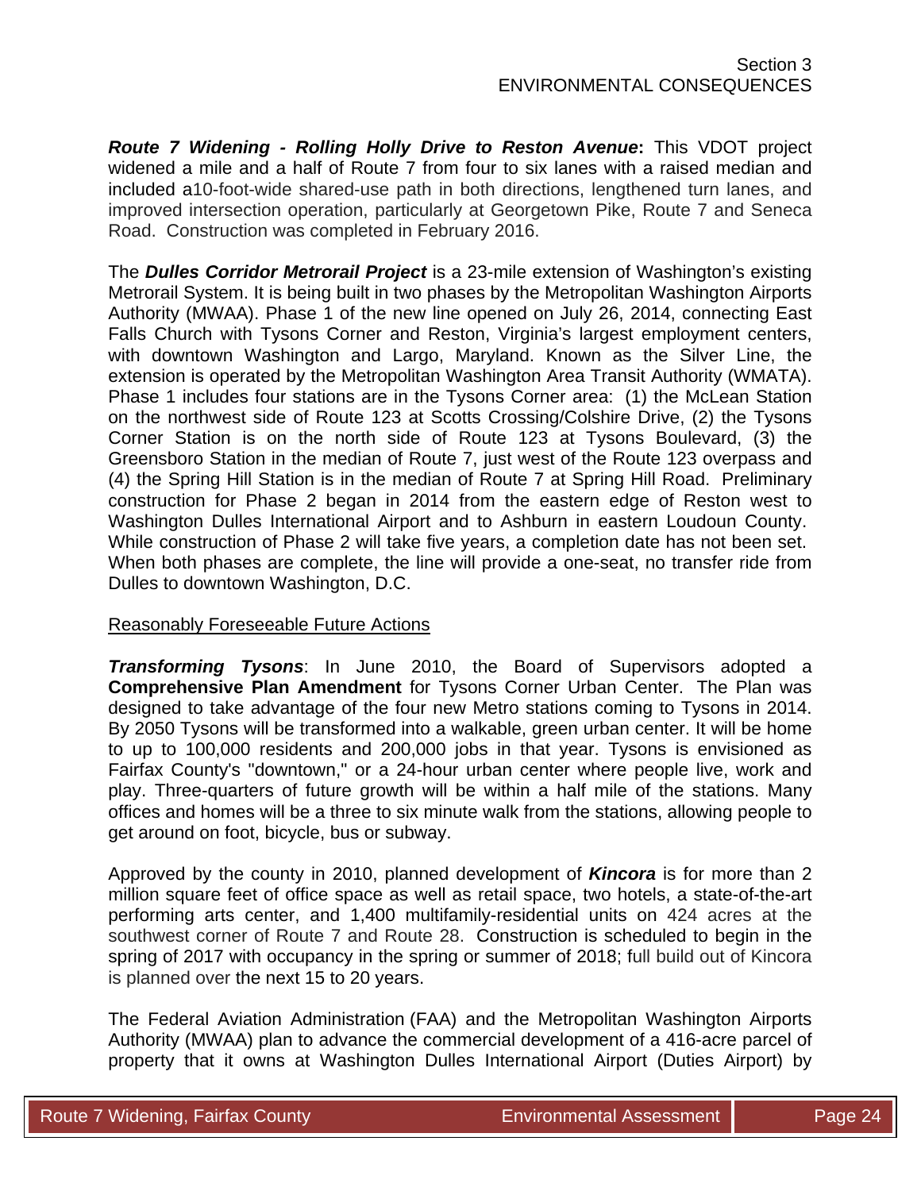***Route 7 Widening - Rolling Holly Drive to Reston Avenue*:** This VDOT project widened a mile and a half of Route 7 from four to six lanes with a raised median and included a10-foot-wide shared-use path in both directions, lengthened turn lanes, and improved intersection operation, particularly at Georgetown Pike, Route 7 and Seneca Road. Construction was completed in February 2016.

The ***Dulles Corridor Metrorail Project*** is a 23-mile extension of Washington's existing Metrorail System. It is being built in two phases by the Metropolitan Washington Airports Authority (MWAA). Phase 1 of the new line opened on July 26, 2014, connecting East Falls Church with Tysons Corner and Reston, Virginia's largest employment centers, with downtown Washington and Largo, Maryland. Known as the Silver Line, the extension is operated by the Metropolitan Washington Area Transit Authority (WMATA). Phase 1 includes four stations are in the Tysons Corner area: (1) the McLean Station on the northwest side of Route 123 at Scotts Crossing/Colshire Drive, (2) the Tysons Corner Station is on the north side of Route 123 at Tysons Boulevard, (3) the Greensboro Station in the median of Route 7, just west of the Route 123 overpass and (4) the Spring Hill Station is in the median of Route 7 at Spring Hill Road. Preliminary construction for Phase 2 began in 2014 from the eastern edge of Reston west to Washington Dulles International Airport and to Ashburn in eastern Loudoun County. While construction of Phase 2 will take five years, a completion date has not been set. When both phases are complete, the line will provide a one-seat, no transfer ride from Dulles to downtown Washington, D.C.

Reasonably Foreseeable Future Actions

***Transforming Tysons***: In June 2010, the Board of Supervisors adopted a **Comprehensive Plan Amendment** for Tysons Corner Urban Center. The Plan was designed to take advantage of the four new Metro stations coming to Tysons in 2014. By 2050 Tysons will be transformed into a walkable, green urban center. It will be home to up to 100,000 residents and 200,000 jobs in that year. Tysons is envisioned as Fairfax County's "downtown," or a 24-hour urban center where people live, work and play. Three-quarters of future growth will be within a half mile of the stations. Many offices and homes will be a three to six minute walk from the stations, allowing people to get around on foot, bicycle, bus or subway.

Approved by the county in 2010, planned development of ***Kincora*** is for more than 2 million square feet of office space as well as retail space, two hotels, a state-of-the-art performing arts center, and 1,400 multifamily-residential units on 424 acres at the southwest corner of Route 7 and Route 28. Construction is scheduled to begin in the spring of 2017 with occupancy in the spring or summer of 2018; full build out of Kincora is planned over the next 15 to 20 years.

The Federal Aviation Administration (FAA) and the Metropolitan Washington Airports Authority (MWAA) plan to advance the commercial development of a 416-acre parcel of property that it owns at Washington Dulles International Airport (Duties Airport) by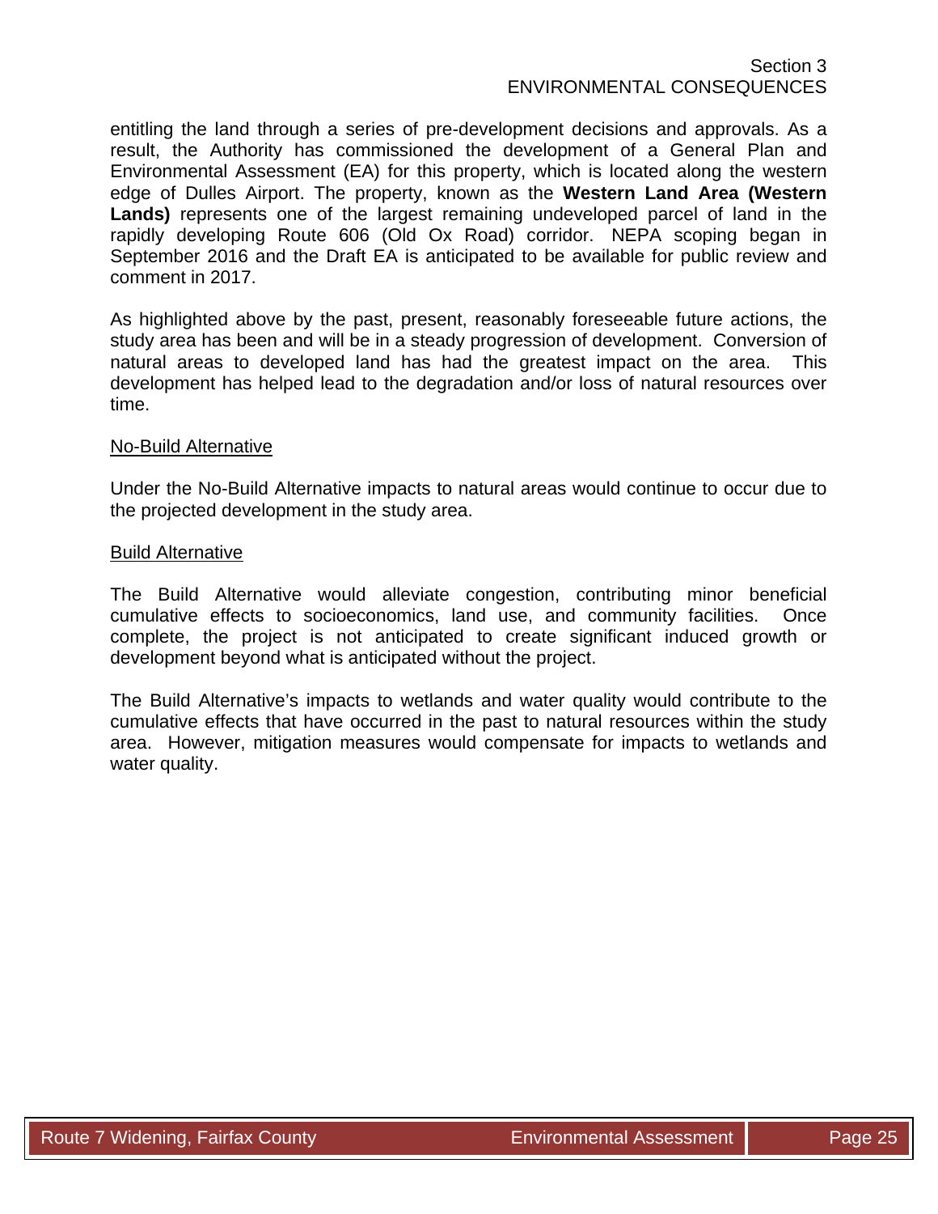entitling the land through a series of pre-development decisions and approvals. As a result, the Authority has commissioned the development of a General Plan and Environmental Assessment (EA) for this property, which is located along the western edge of Dulles Airport. The property, known as the **Western Land Area (Western Lands)** represents one of the largest remaining undeveloped parcel of land in the rapidly developing Route 606 (Old Ox Road) corridor. NEPA scoping began in September 2016 and the Draft EA is anticipated to be available for public review and comment in 2017.

As highlighted above by the past, present, reasonably foreseeable future actions, the study area has been and will be in a steady progression of development. Conversion of natural areas to developed land has had the greatest impact on the area. This development has helped lead to the degradation and/or loss of natural resources over time.

<u>No-Build Alternative</u>

Under the No-Build Alternative impacts to natural areas would continue to occur due to the projected development in the study area.

<u>Build Alternative</u>

The Build Alternative would alleviate congestion, contributing minor beneficial cumulative effects to socioeconomics, land use, and community facilities. Once complete, the project is not anticipated to create significant induced growth or development beyond what is anticipated without the project.

The Build Alternative's impacts to wetlands and water quality would contribute to the cumulative effects that have occurred in the past to natural resources within the study area. However, mitigation measures would compensate for impacts to wetlands and water quality.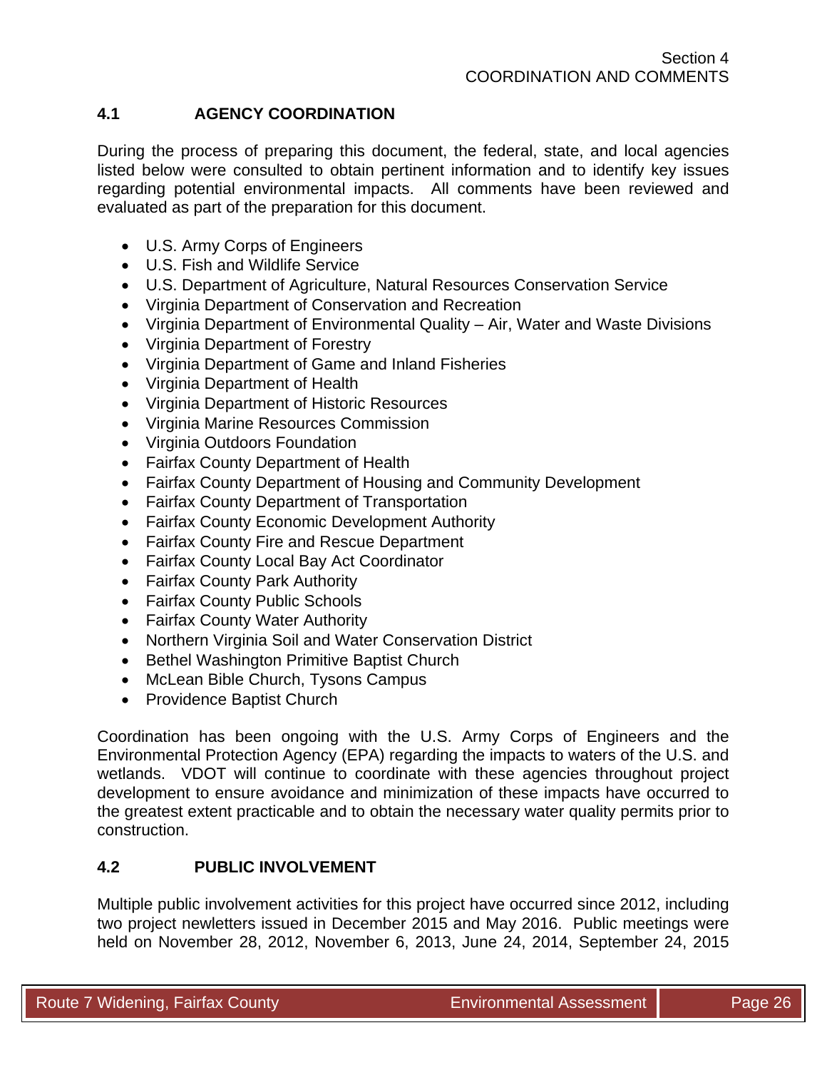## 4.1 AGENCY COORDINATION

During the process of preparing this document, the federal, state, and local agencies listed below were consulted to obtain pertinent information and to identify key issues regarding potential environmental impacts. All comments have been reviewed and evaluated as part of the preparation for this document.

- U.S. Army Corps of Engineers
- U.S. Fish and Wildlife Service
- U.S. Department of Agriculture, Natural Resources Conservation Service
- Virginia Department of Conservation and Recreation
- Virginia Department of Environmental Quality – Air, Water and Waste Divisions
- Virginia Department of Forestry
- Virginia Department of Game and Inland Fisheries
- Virginia Department of Health
- Virginia Department of Historic Resources
- Virginia Marine Resources Commission
- Virginia Outdoors Foundation
- Fairfax County Department of Health
- Fairfax County Department of Housing and Community Development
- Fairfax County Department of Transportation
- Fairfax County Economic Development Authority
- Fairfax County Fire and Rescue Department
- Fairfax County Local Bay Act Coordinator
- Fairfax County Park Authority
- Fairfax County Public Schools
- Fairfax County Water Authority
- Northern Virginia Soil and Water Conservation District
- Bethel Washington Primitive Baptist Church
- McLean Bible Church, Tysons Campus
- Providence Baptist Church

Coordination has been ongoing with the U.S. Army Corps of Engineers and the Environmental Protection Agency (EPA) regarding the impacts to waters of the U.S. and wetlands. VDOT will continue to coordinate with these agencies throughout project development to ensure avoidance and minimization of these impacts have occurred to the greatest extent practicable and to obtain the necessary water quality permits prior to construction.

## 4.2 PUBLIC INVOLVEMENT

Multiple public involvement activities for this project have occurred since 2012, including two project newletters issued in December 2015 and May 2016. Public meetings were held on November 28, 2012, November 6, 2013, June 24, 2014, September 24, 2015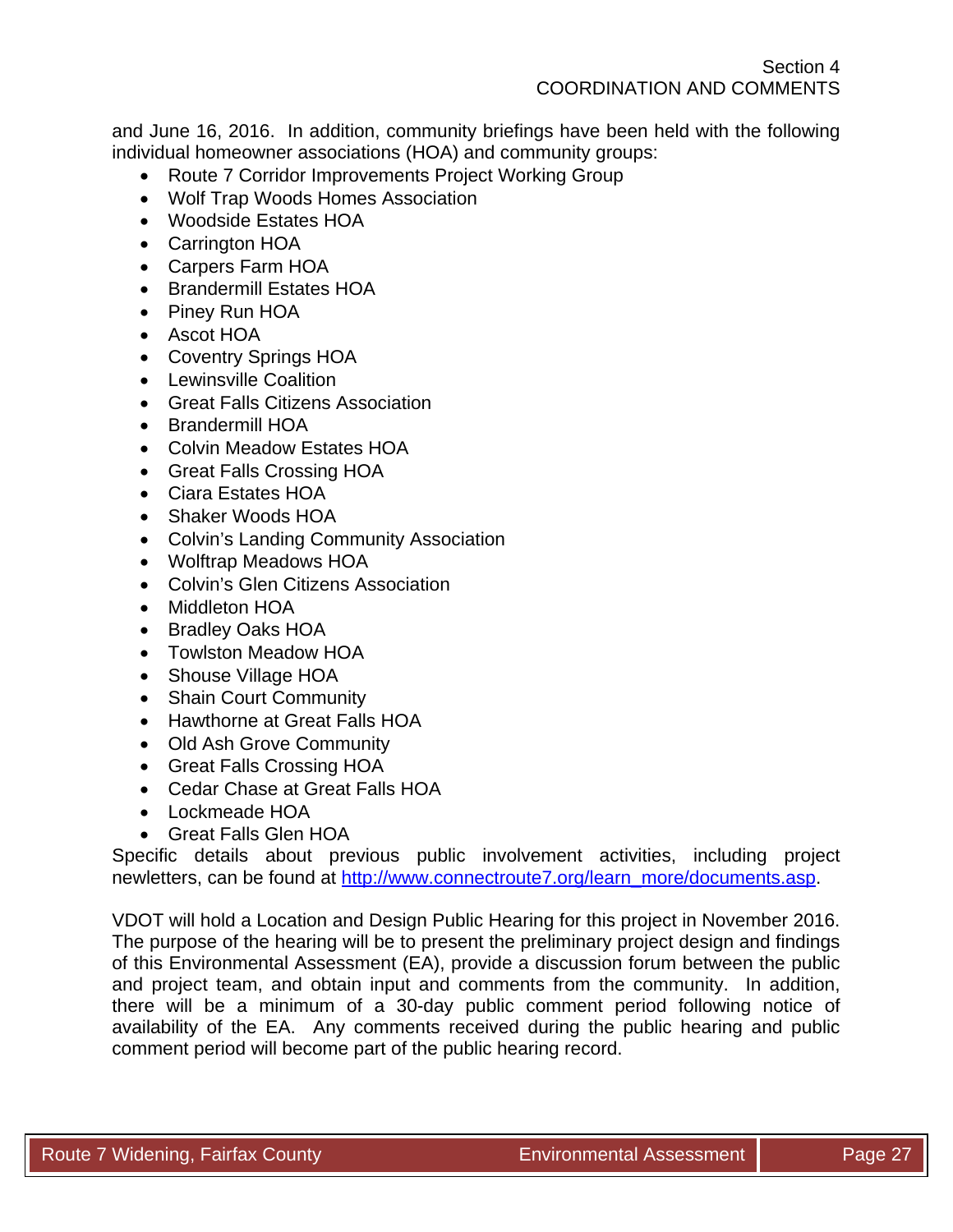and June 16, 2016. In addition, community briefings have been held with the following individual homeowner associations (HOA) and community groups:

- Route 7 Corridor Improvements Project Working Group
- Wolf Trap Woods Homes Association
- Woodside Estates HOA
- Carrington HOA
- Carpers Farm HOA
- Brandermill Estates HOA
- Piney Run HOA
- Ascot HOA
- Coventry Springs HOA
- Lewinsville Coalition
- Great Falls Citizens Association
- Brandermill HOA
- Colvin Meadow Estates HOA
- Great Falls Crossing HOA
- Ciara Estates HOA
- Shaker Woods HOA
- Colvin's Landing Community Association
- Wolftrap Meadows HOA
- Colvin's Glen Citizens Association
- Middleton HOA
- Bradley Oaks HOA
- Towlston Meadow HOA
- Shouse Village HOA
- Shain Court Community
- Hawthorne at Great Falls HOA
- Old Ash Grove Community
- Great Falls Crossing HOA
- Cedar Chase at Great Falls HOA
- Lockmeade HOA
- Great Falls Glen HOA

Specific details about previous public involvement activities, including project newletters, can be found at [http://www.connectroute7.org/learn_more/documents.asp](http://www.connectroute7.org/learn_more/documents.asp).

VDOT will hold a Location and Design Public Hearing for this project in November 2016. The purpose of the hearing will be to present the preliminary project design and findings of this Environmental Assessment (EA), provide a discussion forum between the public and project team, and obtain input and comments from the community. In addition, there will be a minimum of a 30-day public comment period following notice of availability of the EA. Any comments received during the public hearing and public comment period will become part of the public hearing record.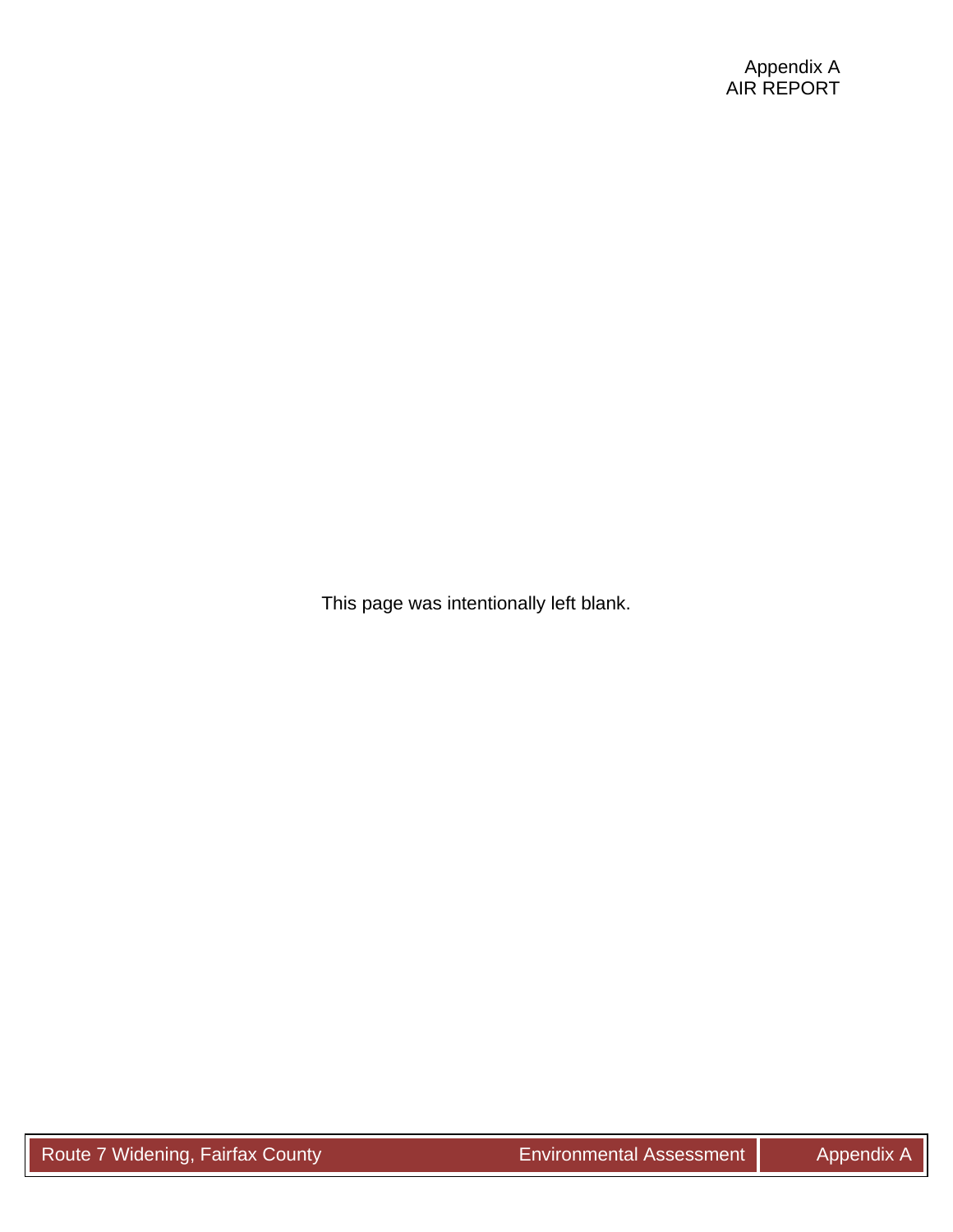Appendix A
AIR REPORT

This page was intentionally left blank.